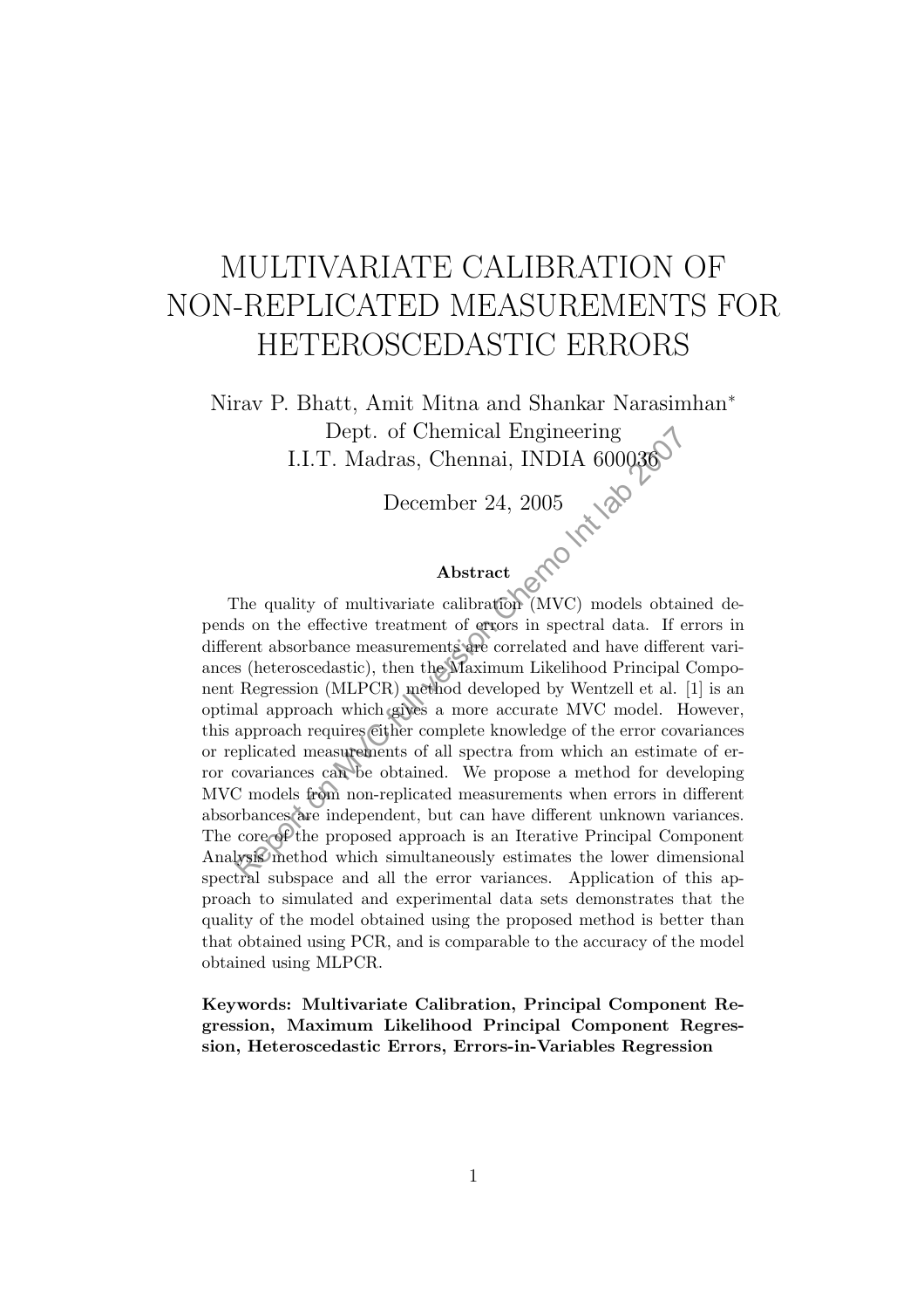# MULTIVARIATE CALIBRATION OF NON-REPLICATED MEASUREMENTS FOR HETEROSCEDASTIC ERRORS

Nirav P. Bhatt, Amit Mitna and Shankar Narasimhan*

Dept. of Chemical Engineering

I.I.T. Madras, Chennai, INDIA 600036

December 24, 2005

### Abstract

The quality of multivariate calibration (MVC) models obtained depends on the effective treatment of errors in spectral data. If errors in different absorbance measurements are correlated and have different variances (heteroscedastic), then the Maximum Likelihood Principal Component Regression (MLPCR) method developed by Wentzell et al. [1] is an optimal approach which gives a more accurate MVC model. However, this approach requires either complete knowledge of the error covariances or replicated measurements of all spectra from which an estimate of error covariances can be obtained. We propose a method for developing MVC models from non-replicated measurements when errors in different absorbances are independent, but can have different unknown variances. The core of the proposed approach is an Iterative Principal Component Analysis method which simultaneously estimates the lower dimensional spectral subspace and all the error variances. Application of this approach to simulated and experimental data sets demonstrates that the quality of the model obtained using the proposed method is better than that obtained using PCR, and is comparable to the accuracy of the model obtained using MLPCR.

**Keywords: Multivariate Calibration, Principal Component Regression, Maximum Likelihood Principal Component Regression, Heteroscedastic Errors, Errors-in-Variables Regression**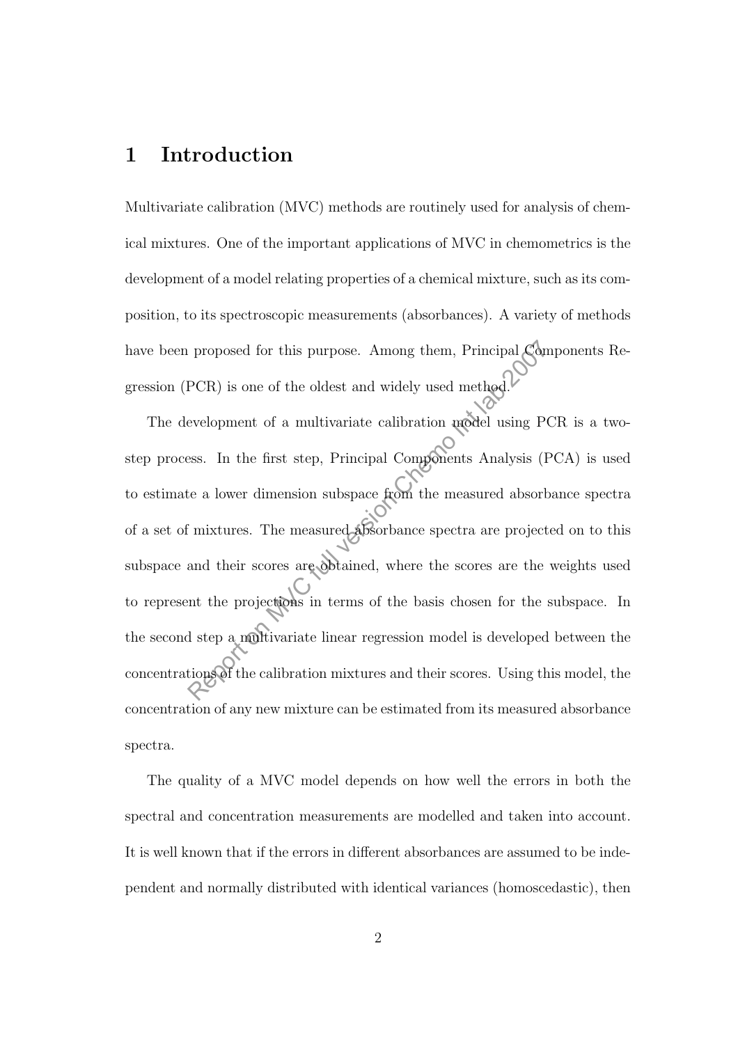# 1 Introduction

Multivariate calibration (MVC) methods are routinely used for analysis of chemical mixtures. One of the important applications of MVC in chemometrics is the development of a model relating properties of a chemical mixture, such as its composition, to its spectroscopic measurements (absorbances). A variety of methods have been proposed for this purpose. Among them, Principal Components Regression (PCR) is one of the oldest and widely used method.

The development of a multivariate calibration model using PCR is a two-step process. In the first step, Principal Components Analysis (PCA) is used to estimate a lower dimension subspace from the measured absorbance spectra of a set of mixtures. The measured absorbance spectra are projected on to this subspace and their scores are obtained, where the scores are the weights used to represent the projections in terms of the basis chosen for the subspace. In the second step a multivariate linear regression model is developed between the concentrations of the calibration mixtures and their scores. Using this model, the concentration of any new mixture can be estimated from its measured absorbance spectra.

The quality of a MVC model depends on how well the errors in both the spectral and concentration measurements are modelled and taken into account. It is well known that if the errors in different absorbances are assumed to be independent and normally distributed with identical variances (homoscedastic), then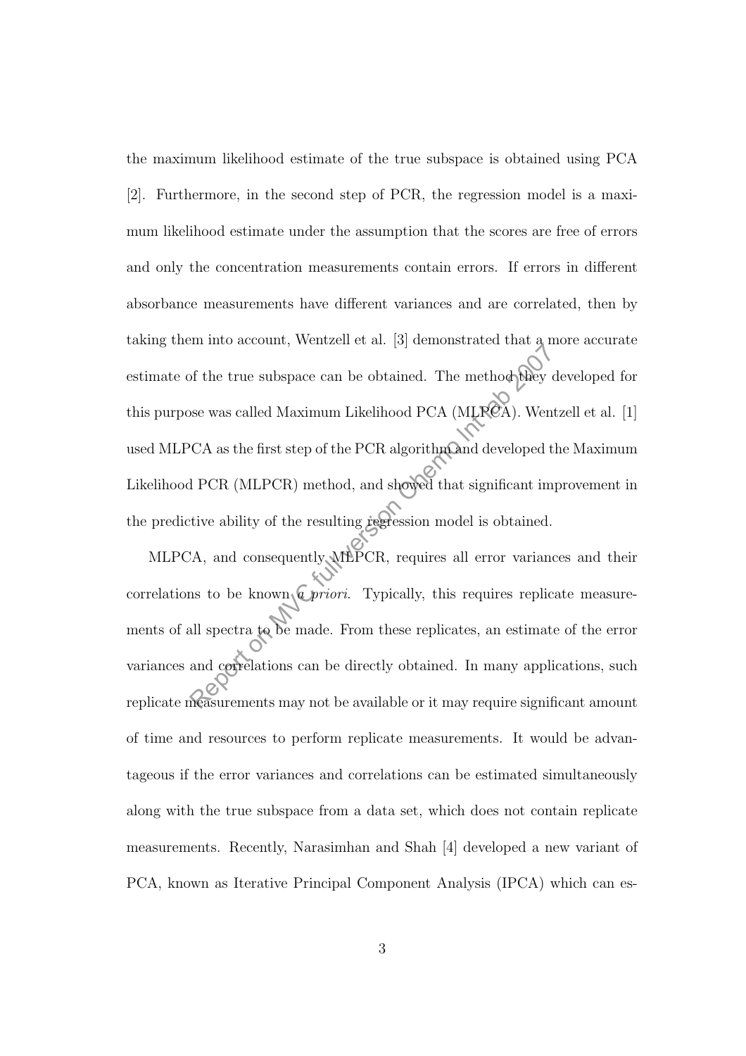the maximum likelihood estimate of the true subspace is obtained using PCA [2]. Furthermore, in the second step of PCR, the regression model is a maximum likelihood estimate under the assumption that the scores are free of errors and only the concentration measurements contain errors. If errors in different absorbance measurements have different variances and are correlated, then by taking them into account, Wentzell et al. [3] demonstrated that a more accurate estimate of the true subspace can be obtained. The method they developed for this purpose was called Maximum Likelihood PCA (MLPCA). Wentzell et al. [1] used MLPCA as the first step of the PCR algorithm and developed the Maximum Likelihood PCR (MLPCR) method, and showed that significant improvement in the predictive ability of the resulting regression model is obtained.

MLPCA, and consequently MLPCR, requires all error variances and their correlations to be known *a priori*. Typically, this requires replicate measurements of all spectra to be made. From these replicates, an estimate of the error variances and correlations can be directly obtained. In many applications, such replicate measurements may not be available or it may require significant amount of time and resources to perform replicate measurements. It would be advantageous if the error variances and correlations can be estimated simultaneously along with the true subspace from a data set, which does not contain replicate measurements. Recently, Narasimhan and Shah [4] developed a new variant of PCA, known as Iterative Principal Component Analysis (IPCA) which can es-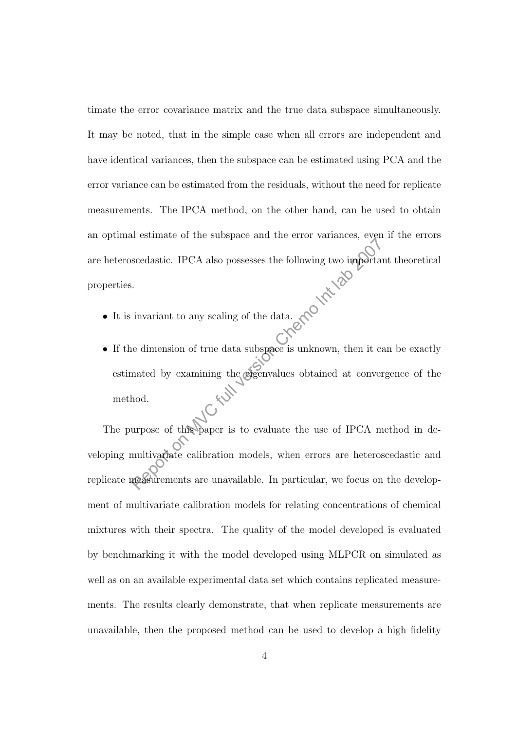timate the error covariance matrix and the true data subspace simultaneously. It may be noted, that in the simple case when all errors are independent and have identical variances, then the subspace can be estimated using PCA and the error variance can be estimated from the residuals, without the need for replicate measurements. The IPCA method, on the other hand, can be used to obtain an optimal estimate of the subspace and the error variances, even if the errors are heteroscedastic. IPCA also possesses the following two important theoretical properties.

- It is invariant to any scaling of the data.
- If the dimension of true data subspace is unknown, then it can be exactly estimated by examining the eigenvalues obtained at convergence of the method.

The purpose of this paper is to evaluate the use of IPCA method in developing multivariate calibration models, when errors are heteroscedastic and replicate measurements are unavailable. In particular, we focus on the development of multivariate calibration models for relating concentrations of chemical mixtures with their spectra. The quality of the model developed is evaluated by benchmarking it with the model developed using MLPCR on simulated as well as on an available experimental data set which contains replicated measurements. The results clearly demonstrate, that when replicate measurements are unavailable, then the proposed method can be used to develop a high fidelity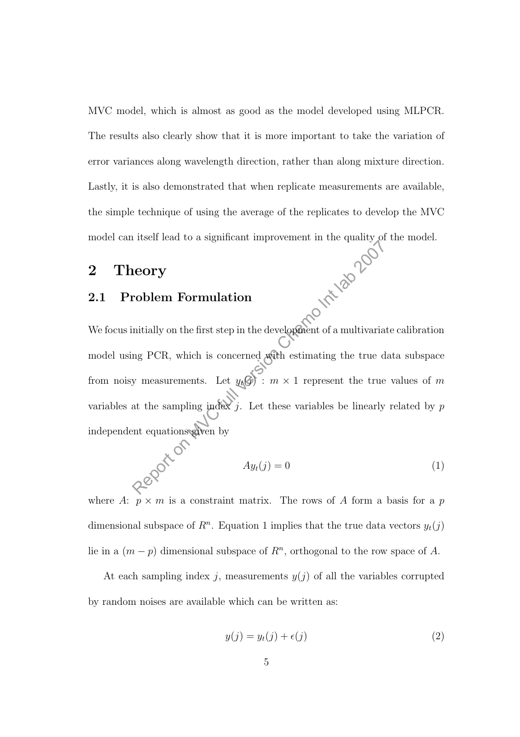MVC model, which is almost as good as the model developed using MLPCR. The results also clearly show that it is more important to take the variation of error variances along wavelength direction, rather than along mixture direction. Lastly, it is also demonstrated that when replicate measurements are available, the simple technique of using the average of the replicates to develop the MVC model can itself lead to a significant improvement in the quality of the model.

## 2 Theory

### 2.1 Problem Formulation

We focus initially on the first step in the development of a multivariate calibration model using PCR, which is concerned with estimating the true data subspace from noisy measurements. Let $y_t(j) : m \times 1$ represent the true values of $m$ variables at the sampling index $j$. Let these variables be linearly related by $p$ independent equations given by

$$Ay_t(j) = 0 \tag{1}$$

where $A$: $p \times m$ is a constraint matrix. The rows of $A$ form a basis for a $p$ dimensional subspace of $R^n$. Equation 1 implies that the true data vectors $y_t(j)$ lie in a $(m - p)$ dimensional subspace of $R^n$, orthogonal to the row space of $A$.

At each sampling index $j$, measurements $y(j)$ of all the variables corrupted by random noises are available which can be written as:

$$y(j) = y_t(j) + \epsilon(j) \tag{2}$$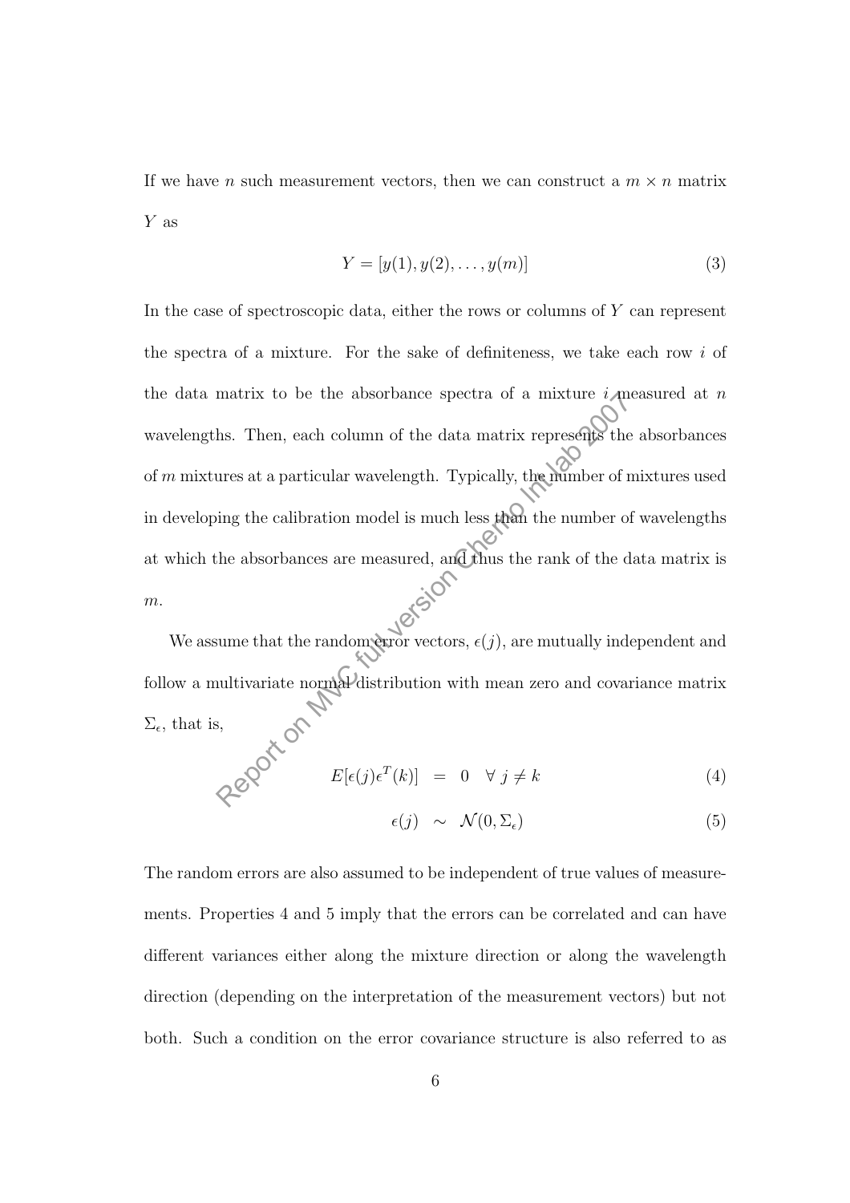If we have $n$ such measurement vectors, then we can construct a $m \times n$ matrix $Y$ as

$$Y = [y(1), y(2), \ldots, y(m)] \tag{3}$$

In the case of spectroscopic data, either the rows or columns of $Y$ can represent the spectra of a mixture. For the sake of definiteness, we take each row $i$ of the data matrix to be the absorbance spectra of a mixture $i$ measured at $n$ wavelengths. Then, each column of the data matrix represents the absorbances of $m$ mixtures at a particular wavelength. Typically, the number of mixtures used in developing the calibration model is much less than the number of wavelengths at which the absorbances are measured, and thus the rank of the data matrix is $m$.

We assume that the random error vectors, $\epsilon(j)$, are mutually independent and follow a multivariate normal distribution with mean zero and covariance matrix $\Sigma_\epsilon$, that is,

$$E[\epsilon(j)\epsilon^T(k)] = 0 \quad \forall \; j \neq k \tag{4}$$

$$\epsilon(j) \sim \mathcal{N}(0, \Sigma_\epsilon) \tag{5}$$

The random errors are also assumed to be independent of true values of measurements. Properties 4 and 5 imply that the errors can be correlated and can have different variances either along the mixture direction or along the wavelength direction (depending on the interpretation of the measurement vectors) but not both. Such a condition on the error covariance structure is also referred to as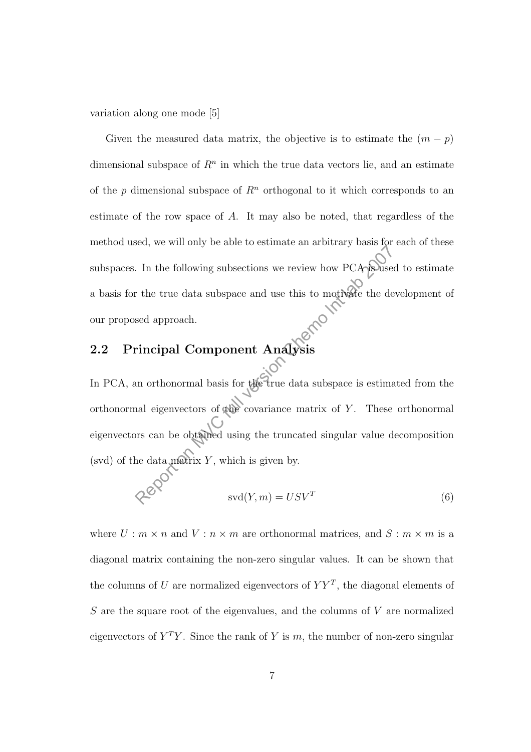variation along one mode [5]

Given the measured data matrix, the objective is to estimate the $(m-p)$ dimensional subspace of $R^n$ in which the true data vectors lie, and an estimate of the $p$ dimensional subspace of $R^n$ orthogonal to it which corresponds to an estimate of the row space of $A$. It may also be noted, that regardless of the method used, we will only be able to estimate an arbitrary basis for each of these subspaces. In the following subsections we review how PCA is used to estimate a basis for the true data subspace and use this to motivate the development of our proposed approach.

## 2.2 Principal Component Analysis

In PCA, an orthonormal basis for the true data subspace is estimated from the orthonormal eigenvectors of the covariance matrix of $Y$. These orthonormal eigenvectors can be obtained using the truncated singular value decomposition (svd) of the data matrix $Y$, which is given by.

$$\text{svd}(Y, m) = USV^T \tag{6}$$

where $U : m \times n$ and $V : n \times m$ are orthonormal matrices, and $S : m \times m$ is a diagonal matrix containing the non-zero singular values. It can be shown that the columns of $U$ are normalized eigenvectors of $YY^T$, the diagonal elements of $S$ are the square root of the eigenvalues, and the columns of $V$ are normalized eigenvectors of $Y^TY$. Since the rank of $Y$ is $m$, the number of non-zero singular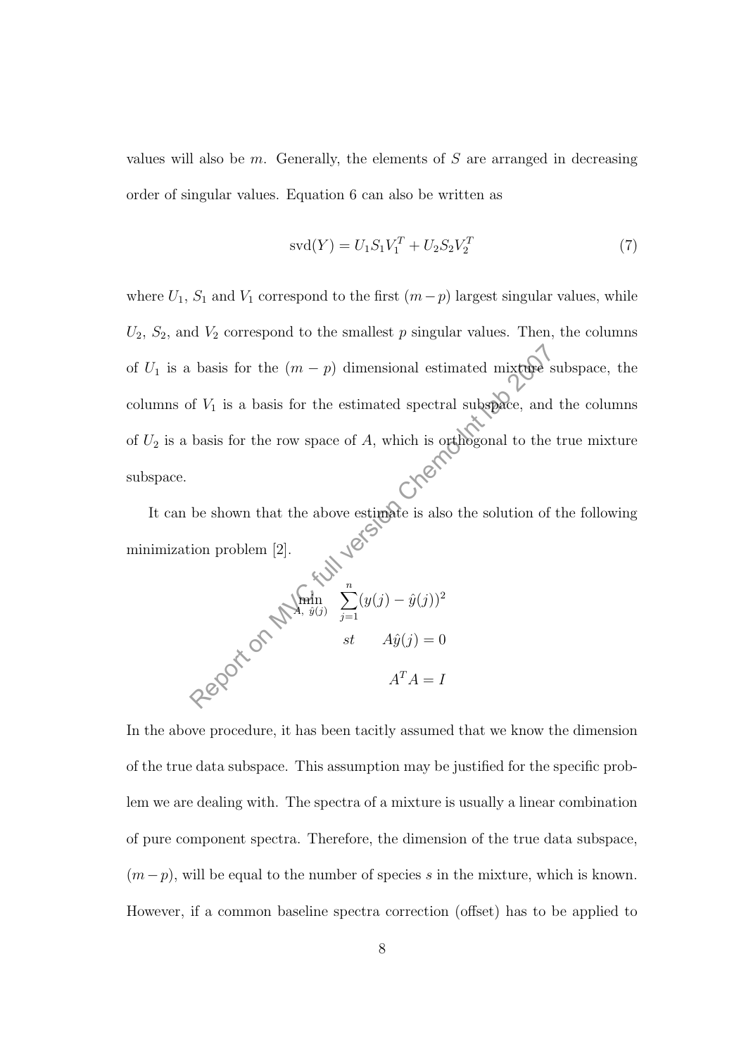values will also be $m$. Generally, the elements of $S$ are arranged in decreasing order of singular values. Equation 6 can also be written as

$$\text{svd}(Y) = U_1 S_1 V_1^T + U_2 S_2 V_2^T \tag{7}$$

where $U_1$, $S_1$ and $V_1$ correspond to the first $(m-p)$ largest singular values, while $U_2$, $S_2$, and $V_2$ correspond to the smallest $p$ singular values. Then, the columns of $U_1$ is a basis for the $(m-p)$ dimensional estimated mixture subspace, the columns of $V_1$ is a basis for the estimated spectral subspace, and the columns of $U_2$ is a basis for the row space of $A$, which is orthogonal to the true mixture subspace.

It can be shown that the above estimate is also the solution of the following minimization problem [2].

$$\begin{aligned}
\min_{A,\ \hat{y}(j)} \quad & \sum_{j=1}^{n} (y(j) - \hat{y}(j))^2 \\
st \quad & A\hat{y}(j) = 0 \\
& A^T A = I
\end{aligned}$$

In the above procedure, it has been tacitly assumed that we know the dimension of the true data subspace. This assumption may be justified for the specific problem we are dealing with. The spectra of a mixture is usually a linear combination of pure component spectra. Therefore, the dimension of the true data subspace, $(m-p)$, will be equal to the number of species $s$ in the mixture, which is known. However, if a common baseline spectra correction (offset) has to be applied to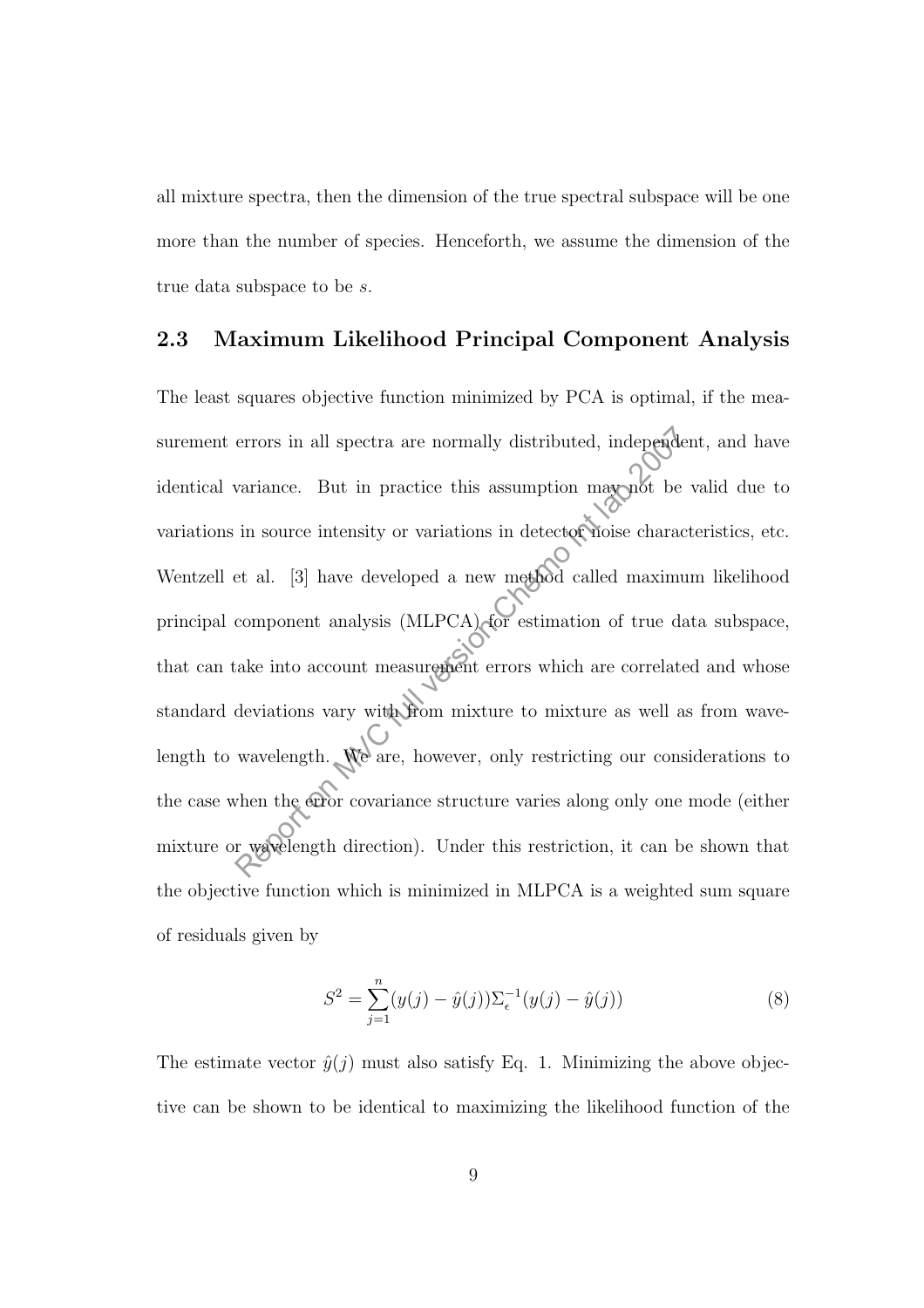all mixture spectra, then the dimension of the true spectral subspace will be one more than the number of species. Henceforth, we assume the dimension of the true data subspace to be $s$.

### 2.3 Maximum Likelihood Principal Component Analysis

The least squares objective function minimized by PCA is optimal, if the measurement errors in all spectra are normally distributed, independent, and have identical variance. But in practice this assumption may not be valid due to variations in source intensity or variations in detector noise characteristics, etc. Wentzell et al. [3] have developed a new method called maximum likelihood principal component analysis (MLPCA) for estimation of true data subspace, that can take into account measurement errors which are correlated and whose standard deviations vary with from mixture to mixture as well as from wavelength to wavelength. We are, however, only restricting our considerations to the case when the error covariance structure varies along only one mode (either mixture or wavelength direction). Under this restriction, it can be shown that the objective function which is minimized in MLPCA is a weighted sum square of residuals given by

$$S^2 = \sum_{j=1}^{n}(y(j) - \hat{y}(j))\Sigma_{\epsilon}^{-1}(y(j) - \hat{y}(j)) \tag{8}$$

The estimate vector $\hat{y}(j)$ must also satisfy Eq. 1. Minimizing the above objective can be shown to be identical to maximizing the likelihood function of the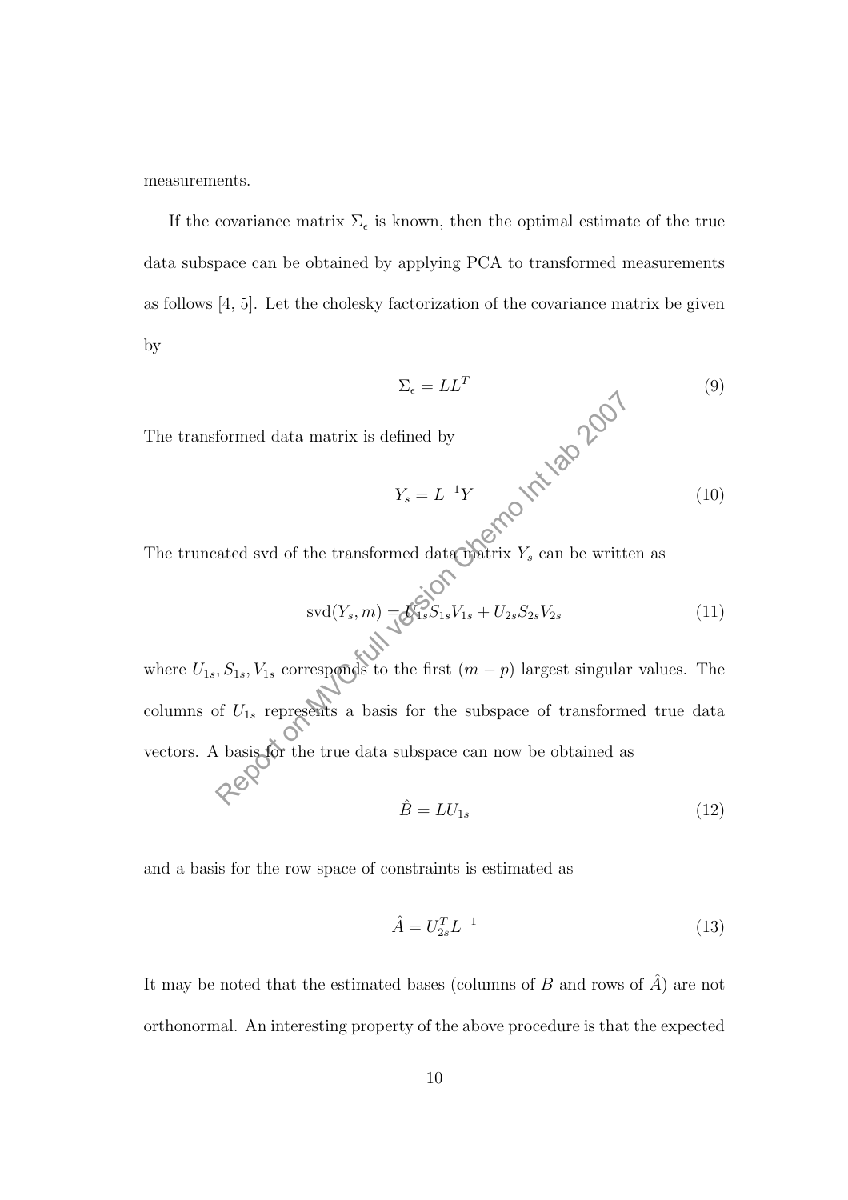measurements.

If the covariance matrix $\Sigma_\epsilon$ is known, then the optimal estimate of the true data subspace can be obtained by applying PCA to transformed measurements as follows [4, 5]. Let the cholesky factorization of the covariance matrix be given by

$$\Sigma_\epsilon = LL^T \tag{9}$$

The transformed data matrix is defined by

$$Y_s = L^{-1}Y \tag{10}$$

The truncated svd of the transformed data matrix $Y_s$ can be written as

$$\text{svd}(Y_s, m) = U_{1s}S_{1s}V_{1s} + U_{2s}S_{2s}V_{2s} \tag{11}$$

where $U_{1s}, S_{1s}, V_{1s}$ corresponds to the first $(m-p)$ largest singular values. The columns of $U_{1s}$ represents a basis for the subspace of transformed true data vectors. A basis for the true data subspace can now be obtained as

$$\hat{B} = LU_{1s} \tag{12}$$

and a basis for the row space of constraints is estimated as

$$\hat{A} = U_{2s}^T L^{-1} \tag{13}$$

It may be noted that the estimated bases (columns of $B$ and rows of $\hat{A}$) are not orthonormal. An interesting property of the above procedure is that the expected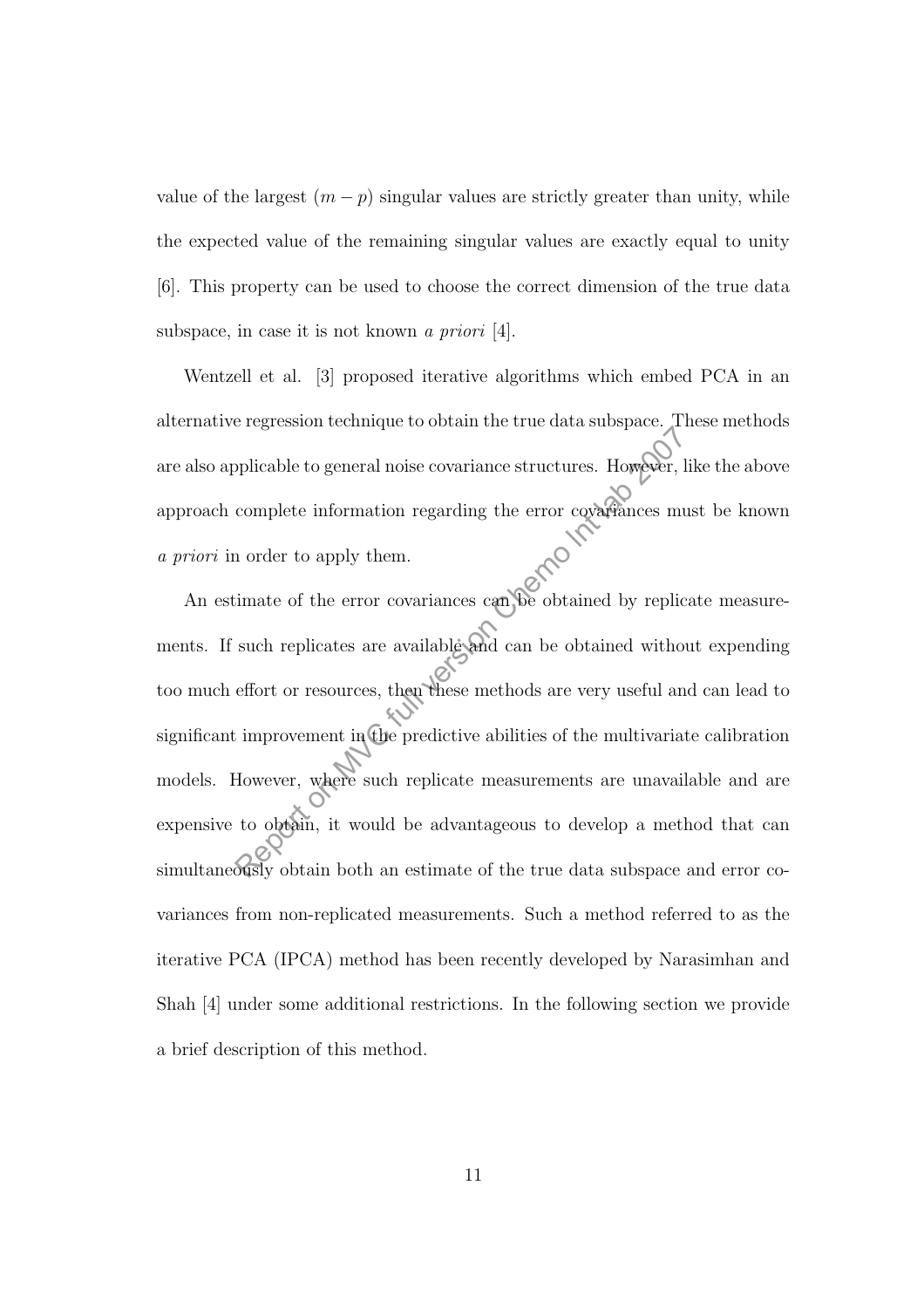value of the largest $(m - p)$ singular values are strictly greater than unity, while the expected value of the remaining singular values are exactly equal to unity [6]. This property can be used to choose the correct dimension of the true data subspace, in case it is not known *a priori* [4].

Wentzell et al. [3] proposed iterative algorithms which embed PCA in an alternative regression technique to obtain the true data subspace. These methods are also applicable to general noise covariance structures. However, like the above approach complete information regarding the error covariances must be known *a priori* in order to apply them.

An estimate of the error covariances can be obtained by replicate measurements. If such replicates are available and can be obtained without expending too much effort or resources, then these methods are very useful and can lead to significant improvement in the predictive abilities of the multivariate calibration models. However, where such replicate measurements are unavailable and are expensive to obtain, it would be advantageous to develop a method that can simultaneously obtain both an estimate of the true data subspace and error covariances from non-replicated measurements. Such a method referred to as the iterative PCA (IPCA) method has been recently developed by Narasimhan and Shah [4] under some additional restrictions. In the following section we provide a brief description of this method.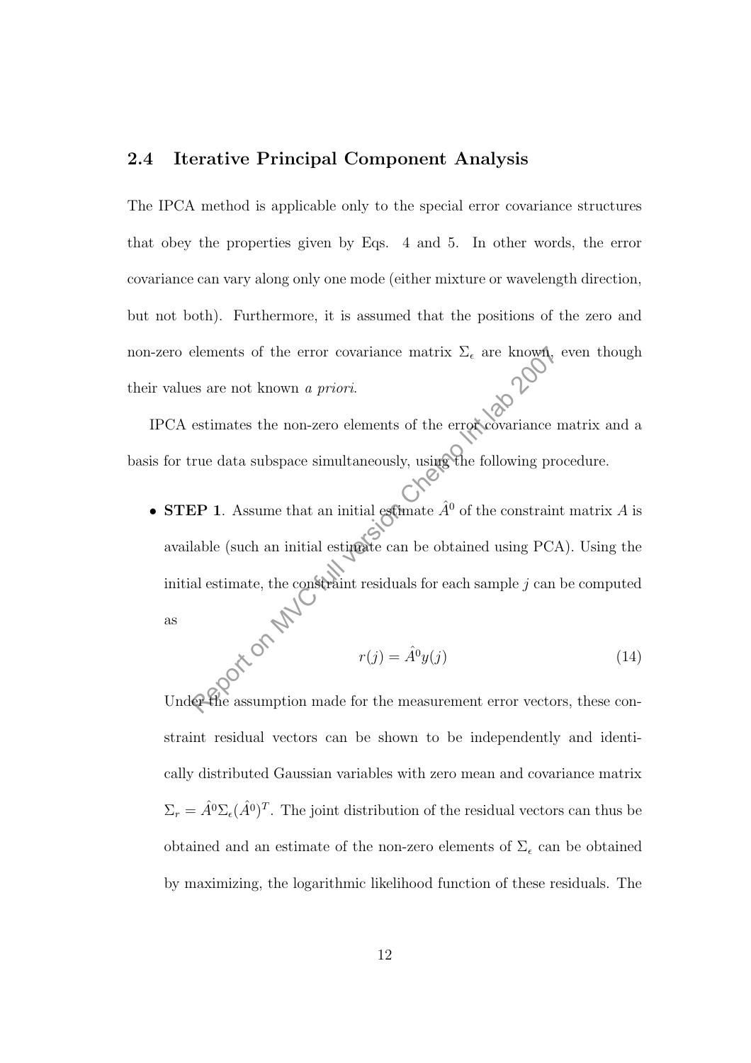### 2.4 Iterative Principal Component Analysis

The IPCA method is applicable only to the special error covariance structures that obey the properties given by Eqs. 4 and 5. In other words, the error covariance can vary along only one mode (either mixture or wavelength direction, but not both). Furthermore, it is assumed that the positions of the zero and non-zero elements of the error covariance matrix $\Sigma_\epsilon$ are known, even though their values are not known *a priori*.

IPCA estimates the non-zero elements of the error covariance matrix and a basis for true data subspace simultaneously, using the following procedure.

- **STEP 1**. Assume that an initial estimate $\hat{A}^0$ of the constraint matrix $A$ is available (such an initial estimate can be obtained using PCA). Using the initial estimate, the constraint residuals for each sample $j$ can be computed as

$$r(j) = \hat{A}^0 y(j) \tag{14}$$

Under the assumption made for the measurement error vectors, these constraint residual vectors can be shown to be independently and identically distributed Gaussian variables with zero mean and covariance matrix $\Sigma_r = \hat{A}^0 \Sigma_\epsilon (\hat{A}^0)^T$. The joint distribution of the residual vectors can thus be obtained and an estimate of the non-zero elements of $\Sigma_\epsilon$ can be obtained by maximizing, the logarithmic likelihood function of these residuals. The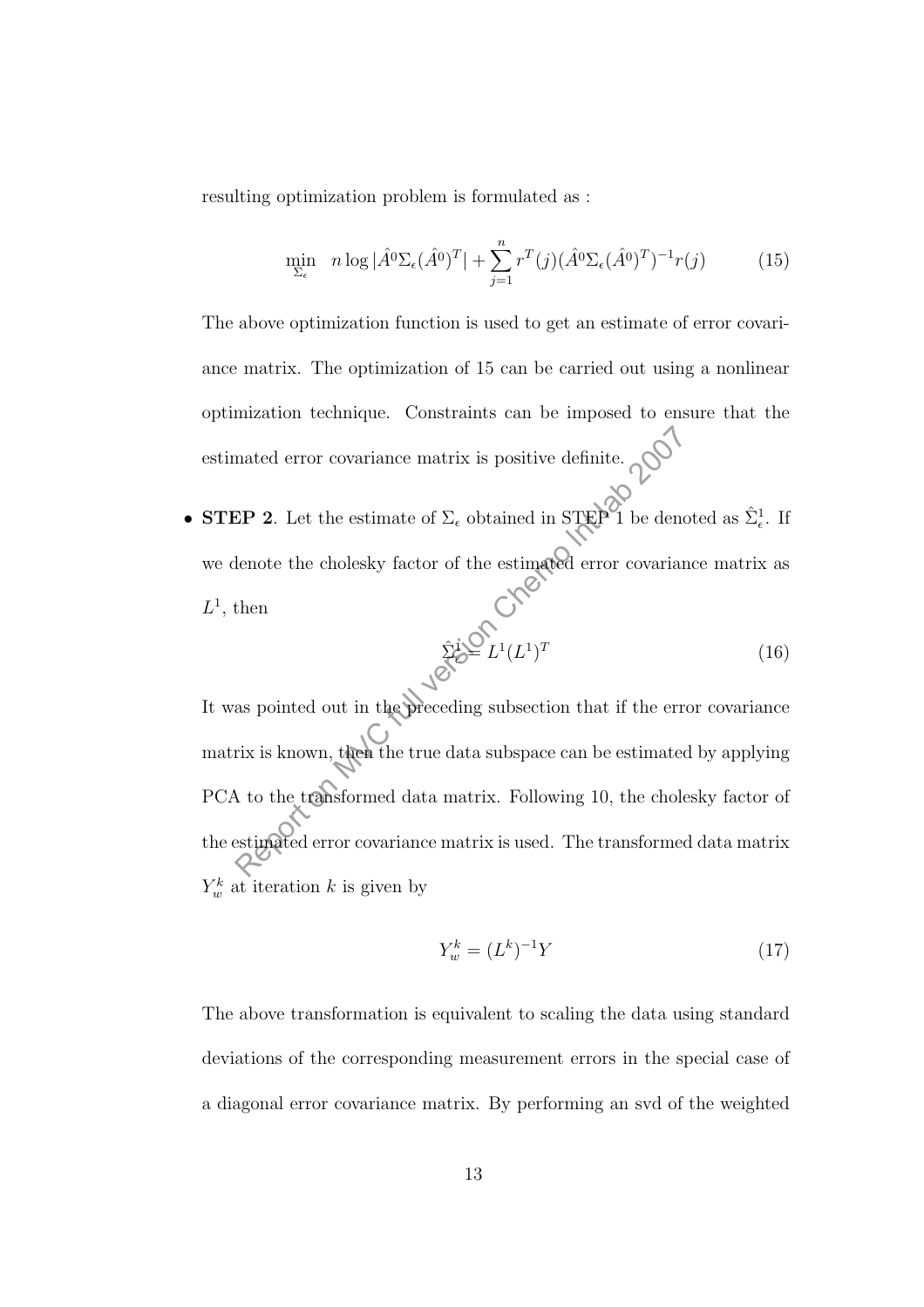resulting optimization problem is formulated as :

$$\min_{\Sigma_\epsilon} \quad n \log |\hat{A}^0 \Sigma_\epsilon (\hat{A}^0)^T| + \sum_{j=1}^{n} r^T(j)(\hat{A}^0 \Sigma_\epsilon (\hat{A}^0)^T)^{-1} r(j) \tag{15}$$

The above optimization function is used to get an estimate of error covariance matrix. The optimization of 15 can be carried out using a nonlinear optimization technique. Constraints can be imposed to ensure that the estimated error covariance matrix is positive definite.

- **STEP 2**. Let the estimate of $\Sigma_\epsilon$ obtained in STEP 1 be denoted as $\hat{\Sigma}_\epsilon^1$. If we denote the cholesky factor of the estimated error covariance matrix as $L^1$, then

$$\hat{\Sigma}_\epsilon^1 = L^1 (L^1)^T \tag{16}$$

It was pointed out in the preceding subsection that if the error covariance matrix is known, then the true data subspace can be estimated by applying PCA to the transformed data matrix. Following 10, the cholesky factor of the estimated error covariance matrix is used. The transformed data matrix $Y_w^k$ at iteration $k$ is given by

$$Y_w^k = (L^k)^{-1} Y \tag{17}$$

The above transformation is equivalent to scaling the data using standard deviations of the corresponding measurement errors in the special case of a diagonal error covariance matrix. By performing an svd of the weighted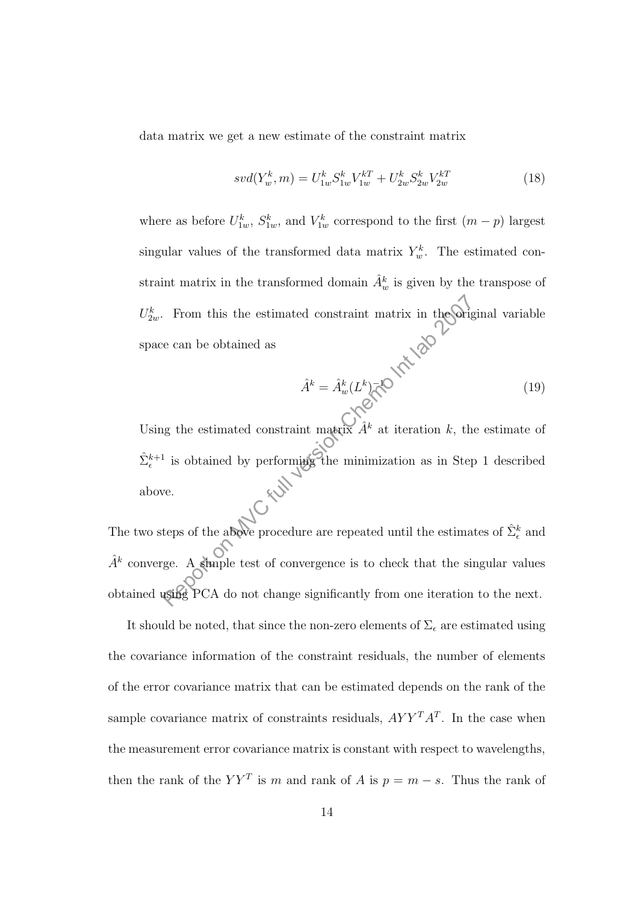data matrix we get a new estimate of the constraint matrix

$$svd(Y_w^k, m) = U_{1w}^k S_{1w}^k V_{1w}^{kT} + U_{2w}^k S_{2w}^k V_{2w}^{kT} \tag{18}$$

where as before $U_{1w}^k$, $S_{1w}^k$, and $V_{1w}^k$ correspond to the first $(m-p)$ largest singular values of the transformed data matrix $Y_w^k$. The estimated constraint matrix in the transformed domain $\hat{A}_w^k$ is given by the transpose of $U_{2w}^k$. From this the estimated constraint matrix in the original variable space can be obtained as

$$\hat{A}^k = \hat{A}_w^k (L^k)^{-1} \tag{19}$$

Using the estimated constraint matrix $\hat{A}^k$ at iteration $k$, the estimate of $\hat{\Sigma}_\epsilon^{k+1}$ is obtained by performing the minimization as in Step 1 described above.

The two steps of the above procedure are repeated until the estimates of $\hat{\Sigma}_\epsilon^k$ and $\hat{A}^k$ converge. A simple test of convergence is to check that the singular values obtained using PCA do not change significantly from one iteration to the next.

It should be noted, that since the non-zero elements of $\Sigma_\epsilon$ are estimated using the covariance information of the constraint residuals, the number of elements of the error covariance matrix that can be estimated depends on the rank of the sample covariance matrix of constraints residuals, $AYY^TA^T$. In the case when the measurement error covariance matrix is constant with respect to wavelengths, then the rank of the $YY^T$ is $m$ and rank of $A$ is $p = m - s$. Thus the rank of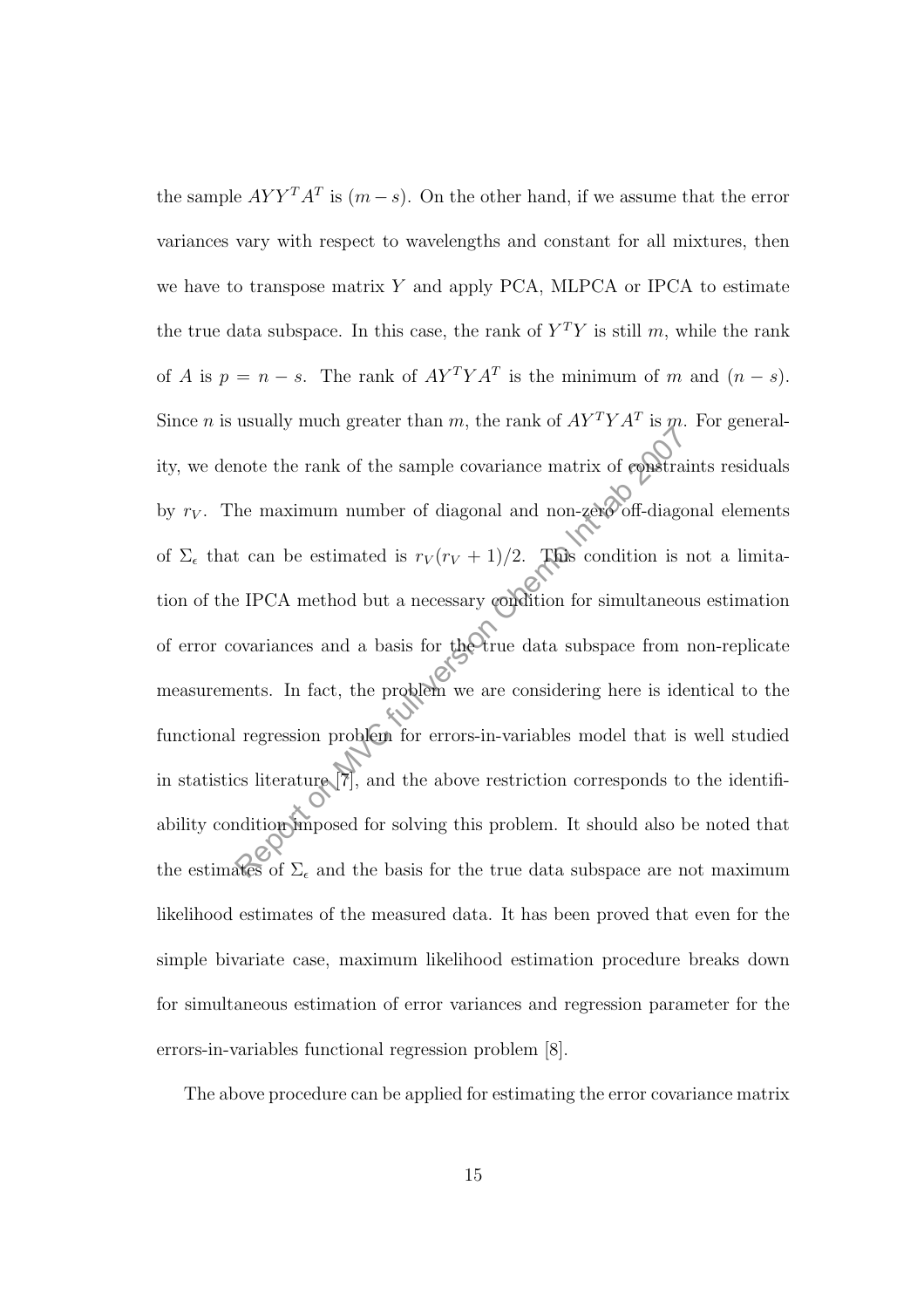the sample $AYY^TA^T$ is $(m-s)$. On the other hand, if we assume that the error variances vary with respect to wavelengths and constant for all mixtures, then we have to transpose matrix $Y$ and apply PCA, MLPCA or IPCA to estimate the true data subspace. In this case, the rank of $Y^TY$ is still $m$, while the rank of $A$ is $p = n - s$. The rank of $AY^TYA^T$ is the minimum of $m$ and $(n-s)$. Since $n$ is usually much greater than $m$, the rank of $AY^TYA^T$ is $m$. For generality, we denote the rank of the sample covariance matrix of constraints residuals by $r_V$. The maximum number of diagonal and non-zero off-diagonal elements of $\Sigma_\epsilon$ that can be estimated is $r_V(r_V+1)/2$. This condition is not a limitation of the IPCA method but a necessary condition for simultaneous estimation of error covariances and a basis for the true data subspace from non-replicate measurements. In fact, the problem we are considering here is identical to the functional regression problem for errors-in-variables model that is well studied in statistics literature [7], and the above restriction corresponds to the identifiability condition imposed for solving this problem. It should also be noted that the estimates of $\Sigma_\epsilon$ and the basis for the true data subspace are not maximum likelihood estimates of the measured data. It has been proved that even for the simple bivariate case, maximum likelihood estimation procedure breaks down for simultaneous estimation of error variances and regression parameter for the errors-in-variables functional regression problem [8].

The above procedure can be applied for estimating the error covariance matrix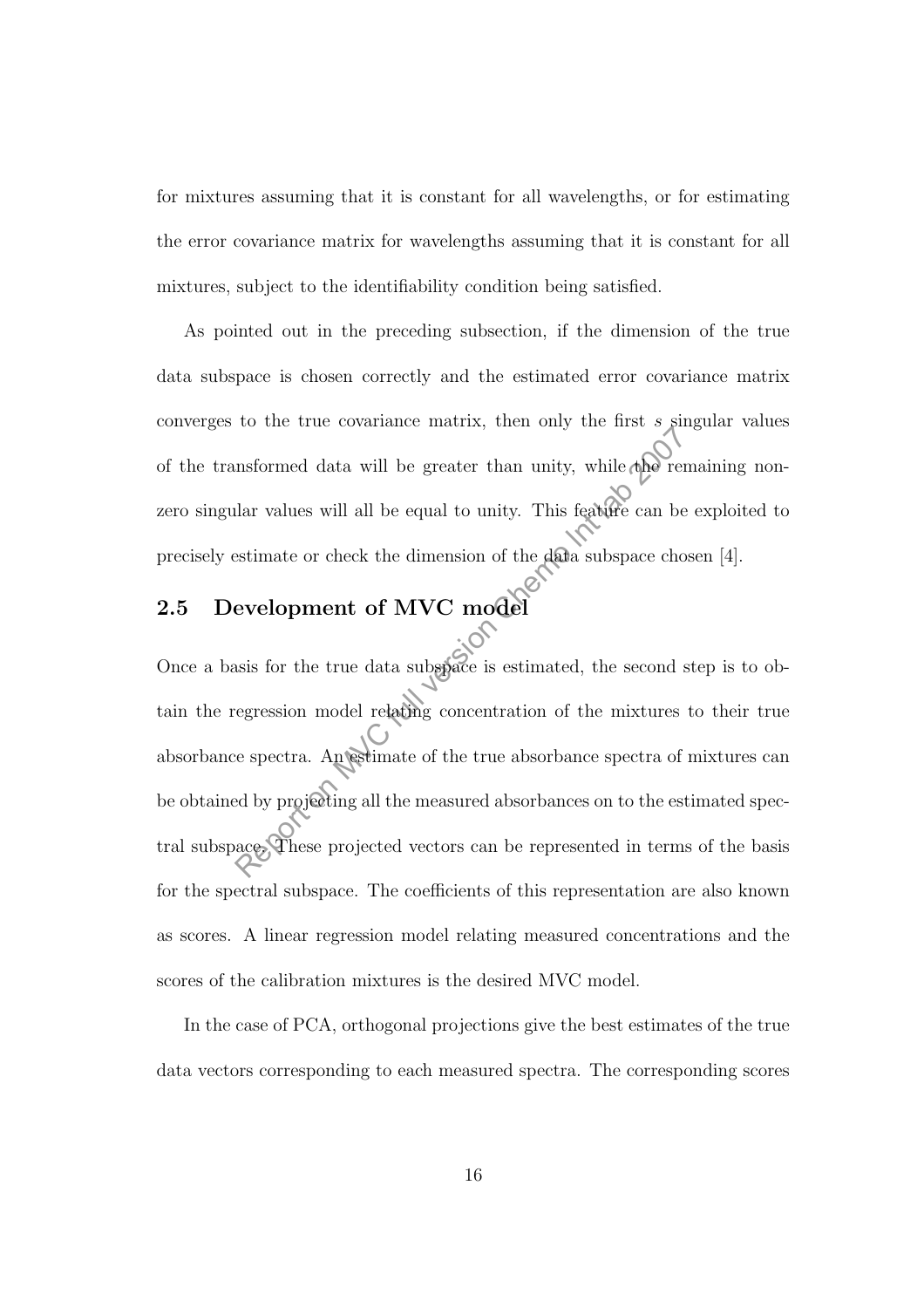for mixtures assuming that it is constant for all wavelengths, or for estimating the error covariance matrix for wavelengths assuming that it is constant for all mixtures, subject to the identifiability condition being satisfied.

As pointed out in the preceding subsection, if the dimension of the true data subspace is chosen correctly and the estimated error covariance matrix converges to the true covariance matrix, then only the first $s$ singular values of the transformed data will be greater than unity, while the remaining non-zero singular values will all be equal to unity. This feature can be exploited to precisely estimate or check the dimension of the data subspace chosen [4].

## 2.5 Development of MVC model

Once a basis for the true data subspace is estimated, the second step is to obtain the regression model relating concentration of the mixtures to their true absorbance spectra. An estimate of the true absorbance spectra of mixtures can be obtained by projecting all the measured absorbances on to the estimated spectral subspace. These projected vectors can be represented in terms of the basis for the spectral subspace. The coefficients of this representation are also known as scores. A linear regression model relating measured concentrations and the scores of the calibration mixtures is the desired MVC model.

In the case of PCA, orthogonal projections give the best estimates of the true data vectors corresponding to each measured spectra. The corresponding scores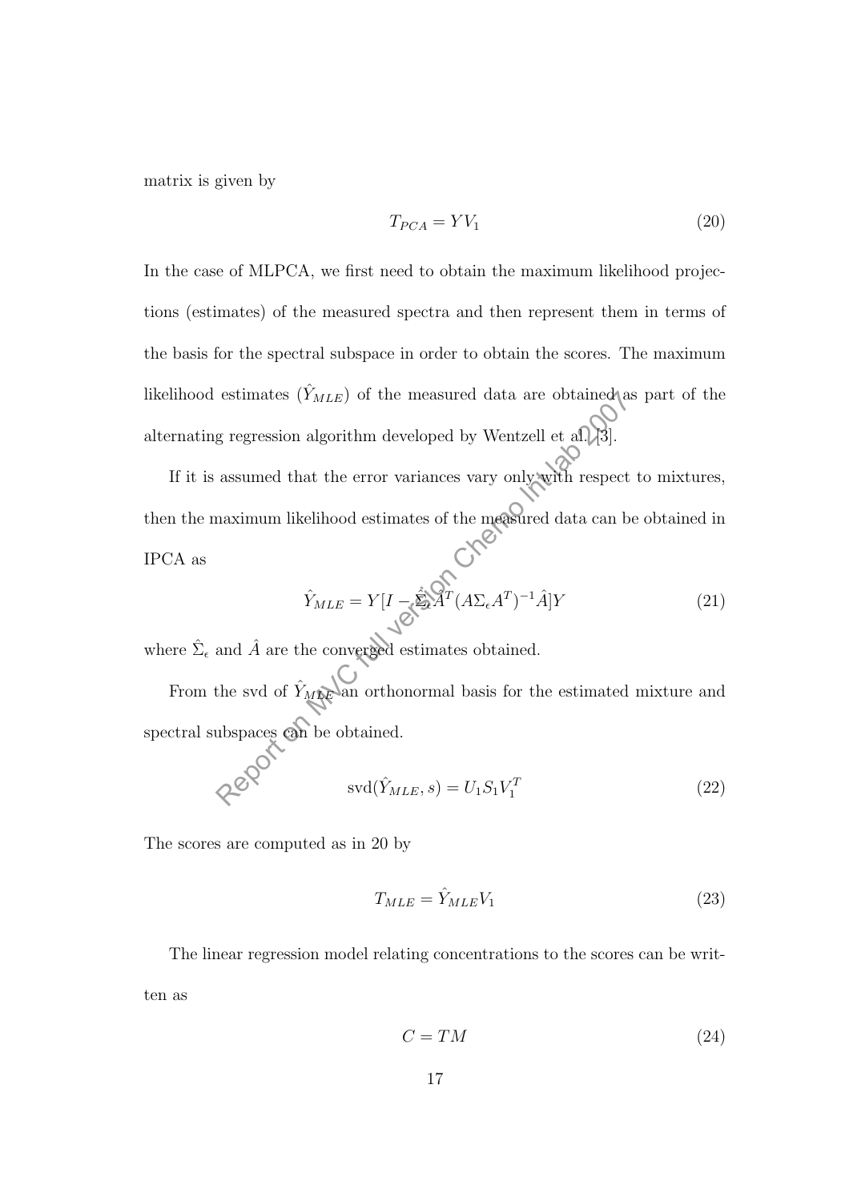matrix is given by

$$T_{PCA} = YV_1 \tag{20}$$

In the case of MLPCA, we first need to obtain the maximum likelihood projections (estimates) of the measured spectra and then represent them in terms of the basis for the spectral subspace in order to obtain the scores. The maximum likelihood estimates ($\hat{Y}_{MLE}$) of the measured data are obtained as part of the alternating regression algorithm developed by Wentzell et al. [3].

If it is assumed that the error variances vary only with respect to mixtures, then the maximum likelihood estimates of the measured data can be obtained in IPCA as

$$\hat{Y}_{MLE} = Y[I - \hat{\Sigma}_\epsilon \hat{A}^T (A\Sigma_\epsilon A^T)^{-1} \hat{A}]Y \tag{21}$$

where $\hat{\Sigma}_\epsilon$ and $\hat{A}$ are the converged estimates obtained.

From the svd of $\hat{Y}_{MLE}$ an orthonormal basis for the estimated mixture and spectral subspaces can be obtained.

$$\text{svd}(\hat{Y}_{MLE}, s) = U_1 S_1 V_1^T \tag{22}$$

The scores are computed as in 20 by

$$T_{MLE} = \hat{Y}_{MLE} V_1 \tag{23}$$

The linear regression model relating concentrations to the scores can be written as

$$C = TM \tag{24}$$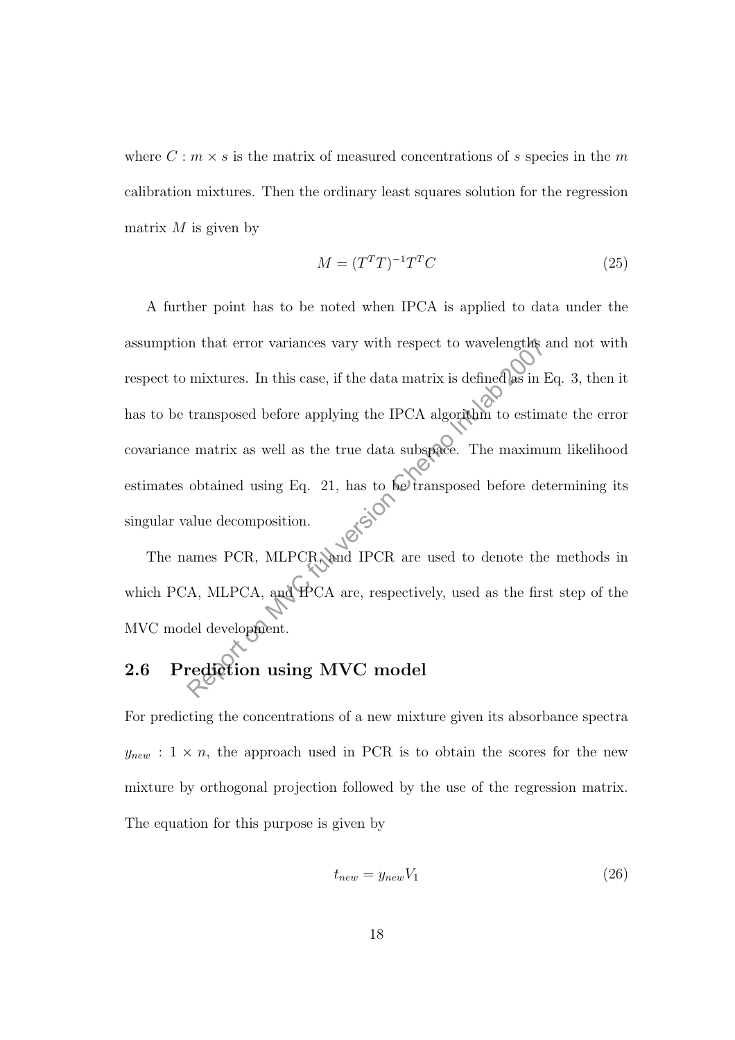where $C : m \times s$ is the matrix of measured concentrations of $s$ species in the $m$ calibration mixtures. Then the ordinary least squares solution for the regression matrix $M$ is given by

$$M = (T^T T)^{-1} T^T C \tag{25}$$

A further point has to be noted when IPCA is applied to data under the assumption that error variances vary with respect to wavelengths and not with respect to mixtures. In this case, if the data matrix is defined as in Eq. 3, then it has to be transposed before applying the IPCA algorithm to estimate the error covariance matrix as well as the true data subspace. The maximum likelihood estimates obtained using Eq. 21, has to be transposed before determining its singular value decomposition.

The names PCR, MLPCR, and IPCR are used to denote the methods in which PCA, MLPCA, and IPCA are, respectively, used as the first step of the MVC model development.

## 2.6 Prediction using MVC model

For predicting the concentrations of a new mixture given its absorbance spectra $y_{new} : 1 \times n$, the approach used in PCR is to obtain the scores for the new mixture by orthogonal projection followed by the use of the regression matrix. The equation for this purpose is given by

$$t_{new} = y_{new} V_1 \tag{26}$$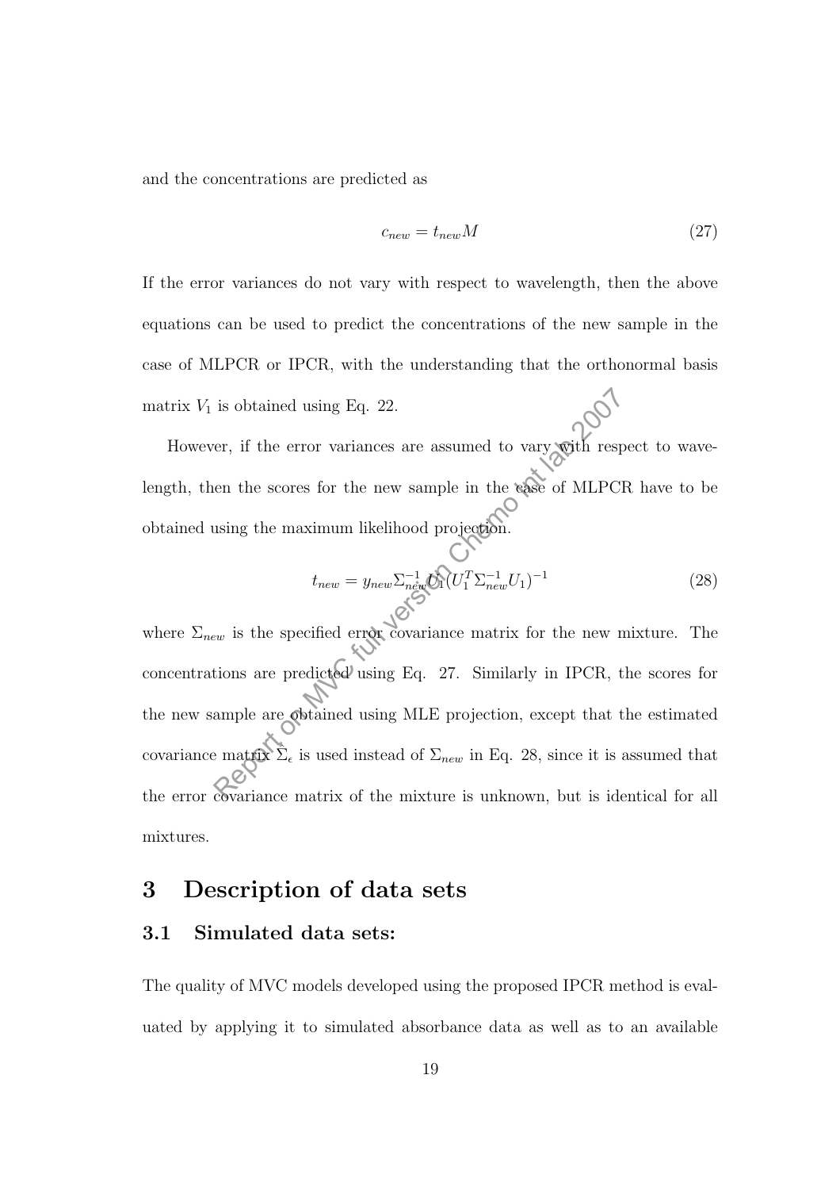and the concentrations are predicted as

$$c_{new} = t_{new} M \tag{27}$$

If the error variances do not vary with respect to wavelength, then the above equations can be used to predict the concentrations of the new sample in the case of MLPCR or IPCR, with the understanding that the orthonormal basis matrix $V_1$ is obtained using Eq. 22.

However, if the error variances are assumed to vary with respect to wavelength, then the scores for the new sample in the case of MLPCR have to be obtained using the maximum likelihood projection.

$$t_{new} = y_{new} \Sigma_{new}^{-1} U_1 (U_1^T \Sigma_{new}^{-1} U_1)^{-1} \tag{28}$$

where $\Sigma_{new}$ is the specified error covariance matrix for the new mixture. The concentrations are predicted using Eq. 27. Similarly in IPCR, the scores for the new sample are obtained using MLE projection, except that the estimated covariance matrix $\hat{\Sigma}_\epsilon$ is used instead of $\Sigma_{new}$ in Eq. 28, since it is assumed that the error covariance matrix of the mixture is unknown, but is identical for all mixtures.

# 3 Description of data sets

## 3.1 Simulated data sets:

The quality of MVC models developed using the proposed IPCR method is evaluated by applying it to simulated absorbance data as well as to an available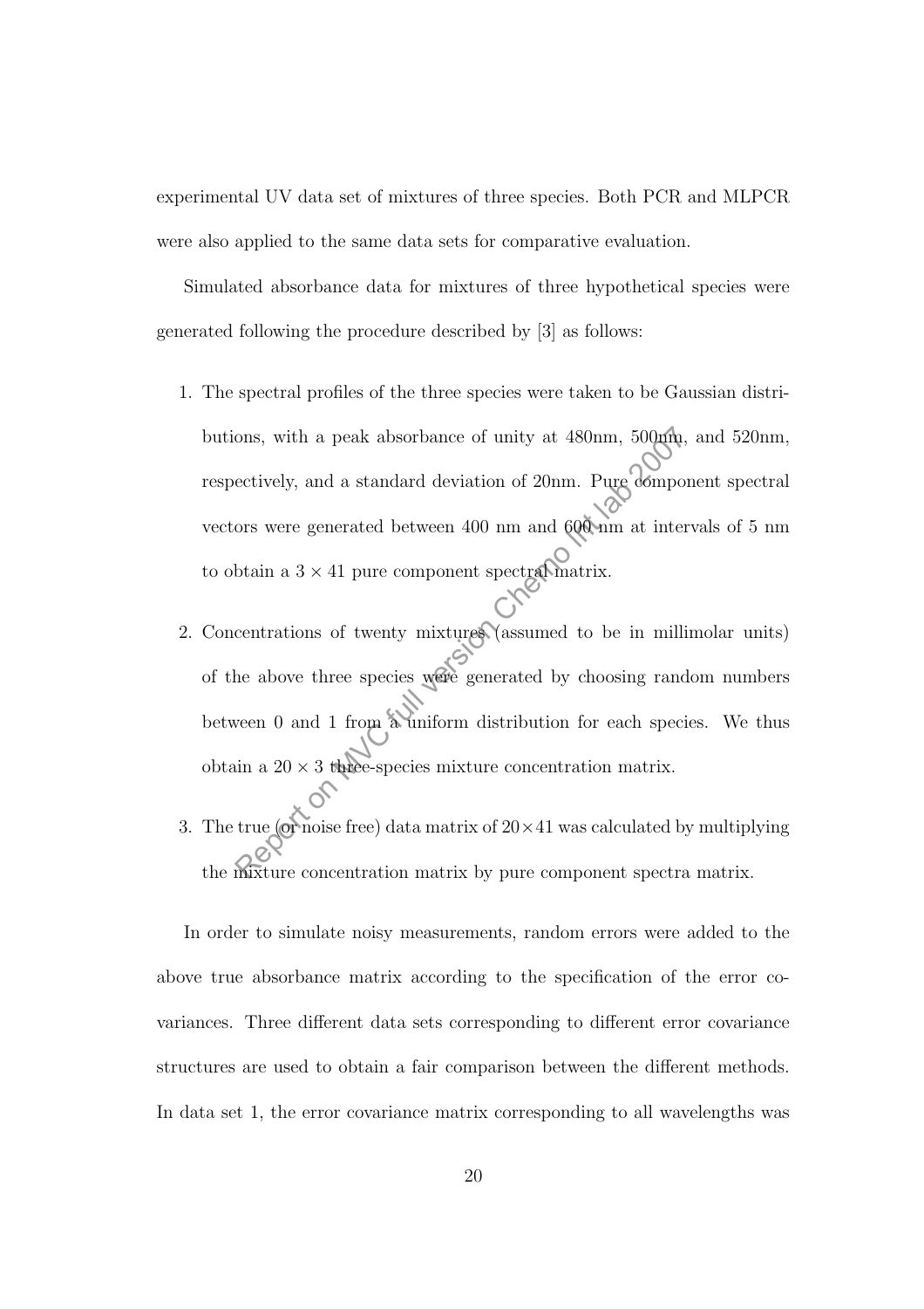experimental UV data set of mixtures of three species. Both PCR and MLPCR were also applied to the same data sets for comparative evaluation.

Simulated absorbance data for mixtures of three hypothetical species were generated following the procedure described by [3] as follows:

1. The spectral profiles of the three species were taken to be Gaussian distributions, with a peak absorbance of unity at 480nm, 500nm, and 520nm, respectively, and a standard deviation of 20nm. Pure component spectral vectors were generated between 400 nm and 600 nm at intervals of 5 nm to obtain a $3 \times 41$ pure component spectral matrix.
2. Concentrations of twenty mixtures (assumed to be in millimolar units) of the above three species were generated by choosing random numbers between 0 and 1 from a uniform distribution for each species. We thus obtain a $20 \times 3$ three-species mixture concentration matrix.
3. The true (or noise free) data matrix of $20 \times 41$ was calculated by multiplying the mixture concentration matrix by pure component spectra matrix.

In order to simulate noisy measurements, random errors were added to the above true absorbance matrix according to the specification of the error covariances. Three different data sets corresponding to different error covariance structures are used to obtain a fair comparison between the different methods. In data set 1, the error covariance matrix corresponding to all wavelengths was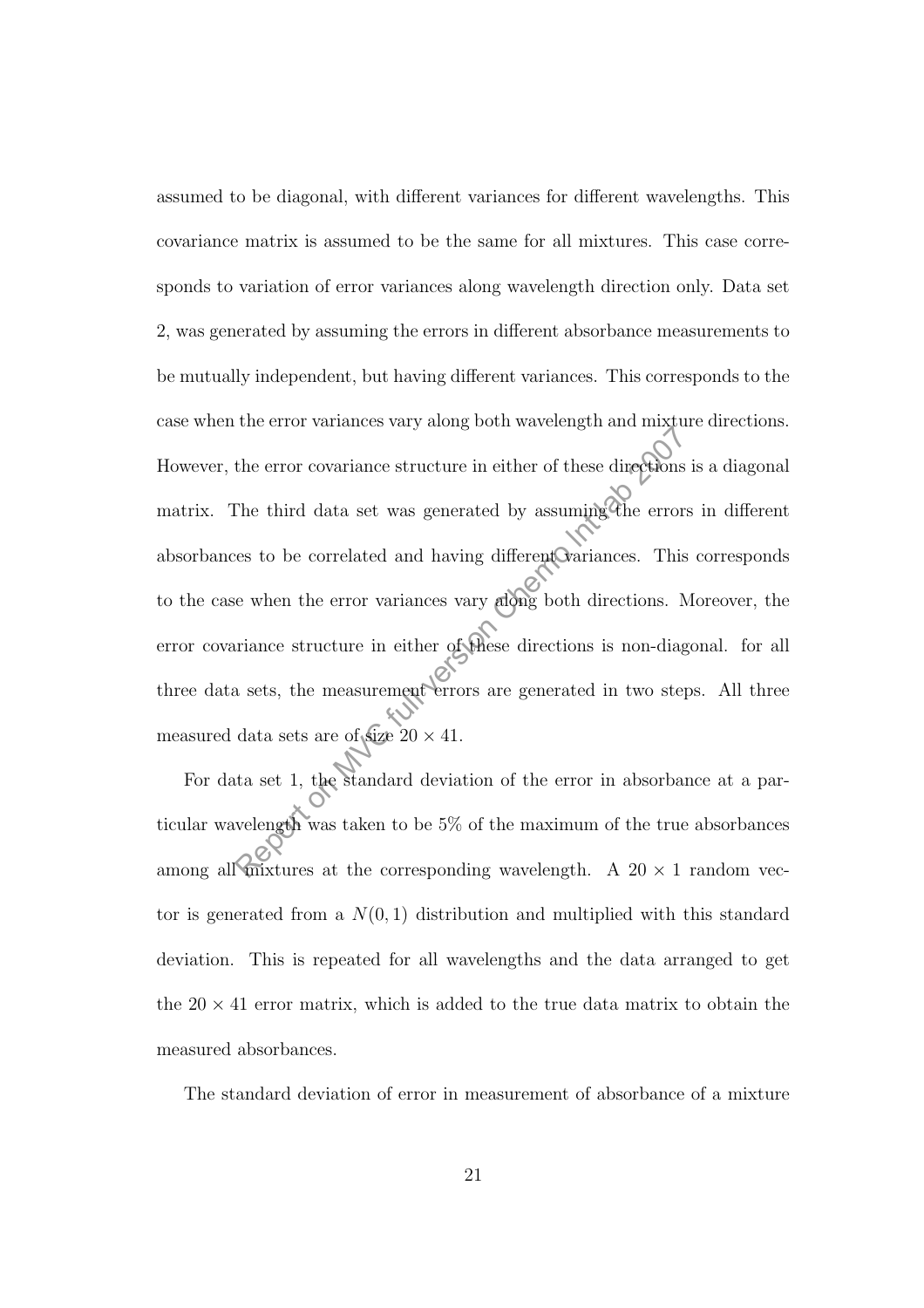assumed to be diagonal, with different variances for different wavelengths. This covariance matrix is assumed to be the same for all mixtures. This case corresponds to variation of error variances along wavelength direction only. Data set 2, was generated by assuming the errors in different absorbance measurements to be mutually independent, but having different variances. This corresponds to the case when the error variances vary along both wavelength and mixture directions. However, the error covariance structure in either of these directions is a diagonal matrix. The third data set was generated by assuming the errors in different absorbances to be correlated and having different variances. This corresponds to the case when the error variances vary along both directions. Moreover, the error covariance structure in either of these directions is non-diagonal. for all three data sets, the measurement errors are generated in two steps. All three measured data sets are of size $20 \times 41$.

For data set 1, the standard deviation of the error in absorbance at a particular wavelength was taken to be 5% of the maximum of the true absorbances among all mixtures at the corresponding wavelength. A $20 \times 1$ random vector is generated from a $N(0, 1)$ distribution and multiplied with this standard deviation. This is repeated for all wavelengths and the data arranged to get the $20 \times 41$ error matrix, which is added to the true data matrix to obtain the measured absorbances.

The standard deviation of error in measurement of absorbance of a mixture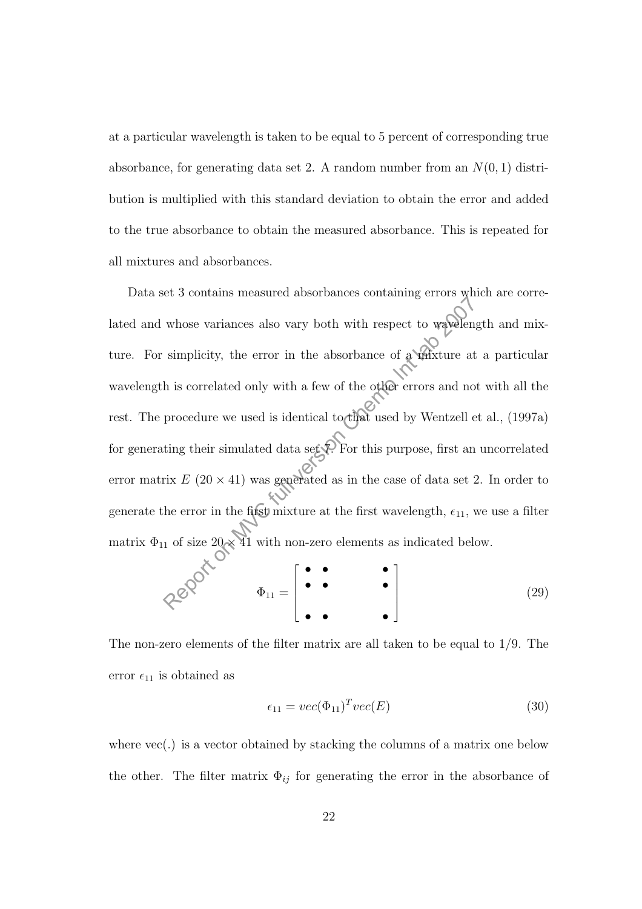at a particular wavelength is taken to be equal to 5 percent of corresponding true absorbance, for generating data set 2. A random number from an $N(0,1)$ distribution is multiplied with this standard deviation to obtain the error and added to the true absorbance to obtain the measured absorbance. This is repeated for all mixtures and absorbances.

Data set 3 contains measured absorbances containing errors which are correlated and whose variances also vary both with respect to wavelength and mixture. For simplicity, the error in the absorbance of a mixture at a particular wavelength is correlated only with a few of the other errors and not with all the rest. The procedure we used is identical to that used by Wentzell et al., (1997a) for generating their simulated data set 7. For this purpose, first an uncorrelated error matrix $E$ $(20 \times 41)$ was generated as in the case of data set 2. In order to generate the error in the first mixture at the first wavelength, $\epsilon_{11}$, we use a filter matrix $\Phi_{11}$ of size $20 \times 41$ with non-zero elements as indicated below.

$$\Phi_{11} = \begin{bmatrix} \bullet & \bullet & & & & \bullet \\ \bullet & \bullet & & & & \bullet \\ & & & & & \\ \bullet & \bullet & & & & \bullet \end{bmatrix} \tag{29}$$

The non-zero elements of the filter matrix are all taken to be equal to 1/9. The error $\epsilon_{11}$ is obtained as

$$\epsilon_{11} = vec(\Phi_{11})^T vec(E) \tag{30}$$

where vec(.) is a vector obtained by stacking the columns of a matrix one below the other. The filter matrix $\Phi_{ij}$ for generating the error in the absorbance of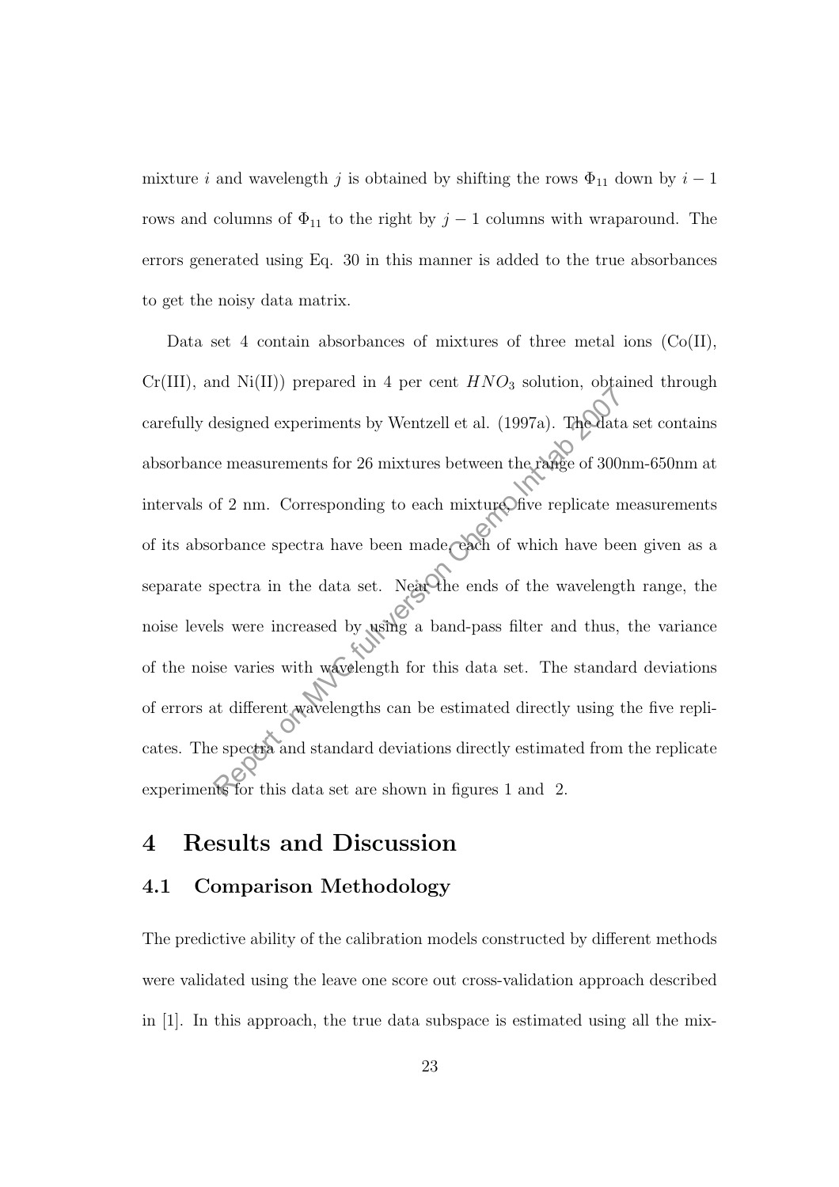mixture $i$ and wavelength $j$ is obtained by shifting the rows $\Phi_{11}$ down by $i - 1$ rows and columns of $\Phi_{11}$ to the right by $j - 1$ columns with wraparound. The errors generated using Eq. 30 in this manner is added to the true absorbances to get the noisy data matrix.

Data set 4 contain absorbances of mixtures of three metal ions (Co(II), Cr(III), and Ni(II)) prepared in 4 per cent $HNO_3$ solution, obtained through carefully designed experiments by Wentzell et al. (1997a). The data set contains absorbance measurements for 26 mixtures between the range of 300nm-650nm at intervals of 2 nm. Corresponding to each mixture, five replicate measurements of its absorbance spectra have been made, each of which have been given as a separate spectra in the data set. Near the ends of the wavelength range, the noise levels were increased by using a band-pass filter and thus, the variance of the noise varies with wavelength for this data set. The standard deviations of errors at different wavelengths can be estimated directly using the five replicates. The spectra and standard deviations directly estimated from the replicate experiments for this data set are shown in figures 1 and 2.

# 4 Results and Discussion

## 4.1 Comparison Methodology

The predictive ability of the calibration models constructed by different methods were validated using the leave one score out cross-validation approach described in [1]. In this approach, the true data subspace is estimated using all the mix-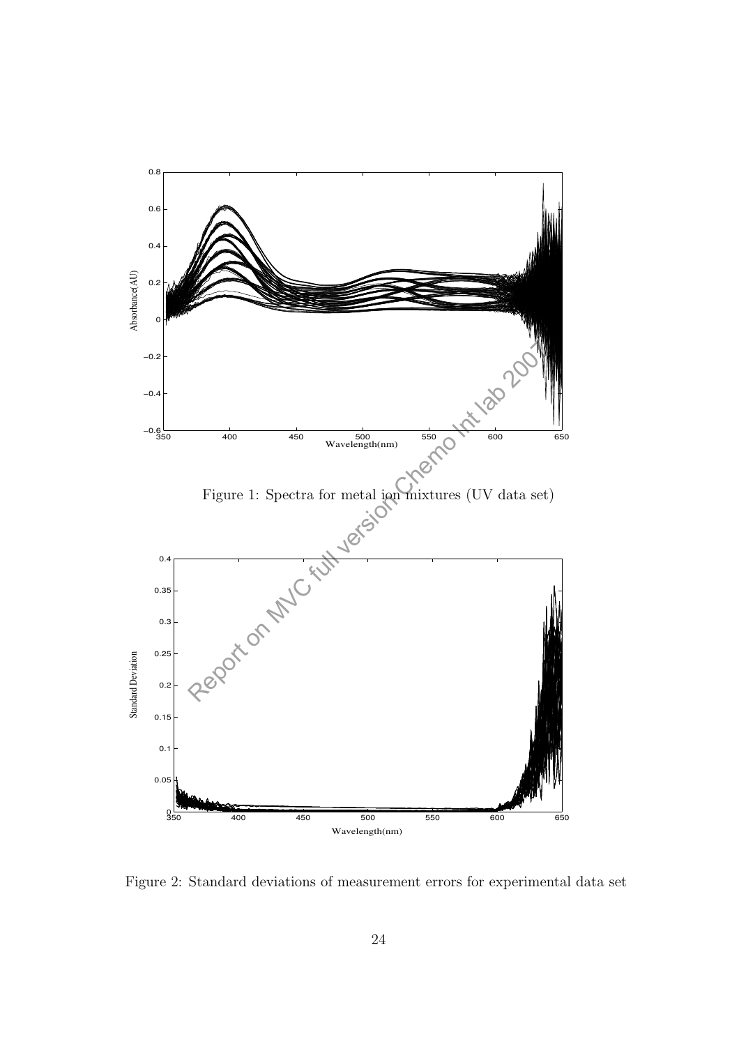Figure 1: Spectra for metal ion mixtures (UV data set)

Figure 2: Standard deviations of measurement errors for experimental data set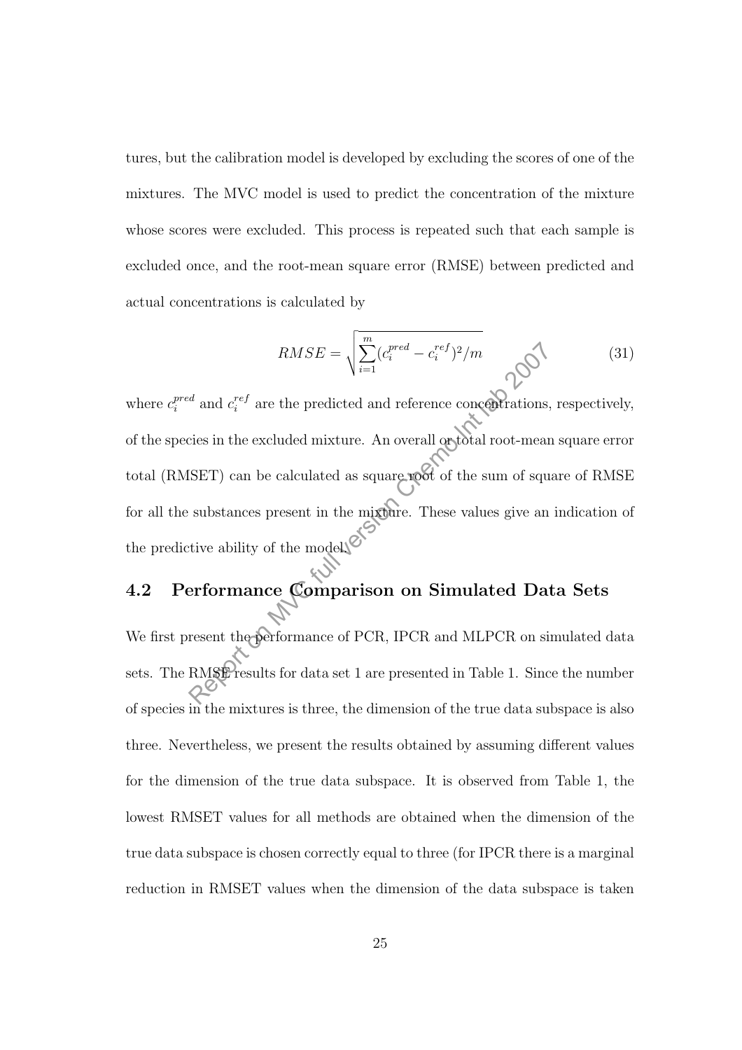tures, but the calibration model is developed by excluding the scores of one of the mixtures. The MVC model is used to predict the concentration of the mixture whose scores were excluded. This process is repeated such that each sample is excluded once, and the root-mean square error (RMSE) between predicted and actual concentrations is calculated by

$$RMSE = \sqrt{\sum_{i=1}^{m} (c_i^{pred} - c_i^{ref})^2 / m} \tag{31}$$

where $c_i^{pred}$ and $c_i^{ref}$ are the predicted and reference concentrations, respectively, of the species in the excluded mixture. An overall or total root-mean square error total (RMSET) can be calculated as square root of the sum of square of RMSE for all the substances present in the mixture. These values give an indication of the predictive ability of the model.

## 4.2 Performance Comparison on Simulated Data Sets

We first present the performance of PCR, IPCR and MLPCR on simulated data sets. The RMSE results for data set 1 are presented in Table 1. Since the number of species in the mixtures is three, the dimension of the true data subspace is also three. Nevertheless, we present the results obtained by assuming different values for the dimension of the true data subspace. It is observed from Table 1, the lowest RMSET values for all methods are obtained when the dimension of the true data subspace is chosen correctly equal to three (for IPCR there is a marginal reduction in RMSET values when the dimension of the data subspace is taken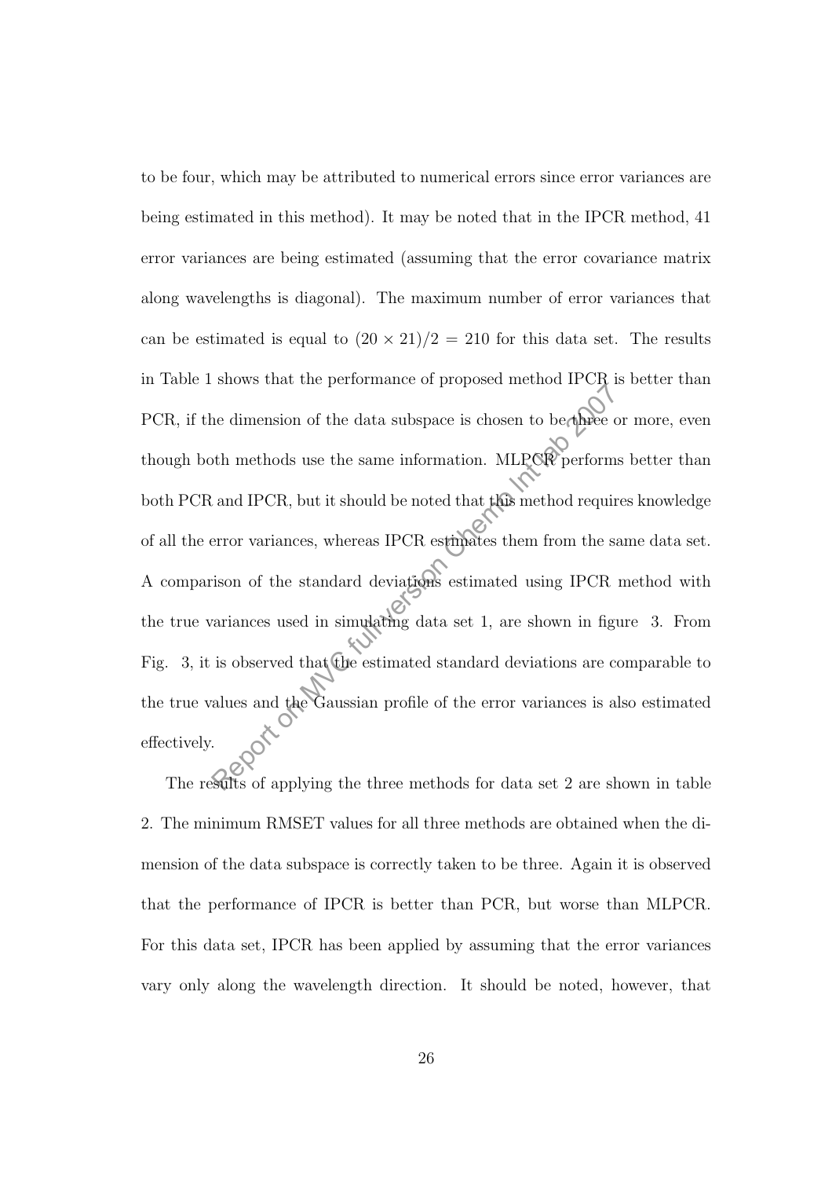to be four, which may be attributed to numerical errors since error variances are being estimated in this method). It may be noted that in the IPCR method, 41 error variances are being estimated (assuming that the error covariance matrix along wavelengths is diagonal). The maximum number of error variances that can be estimated is equal to $(20 \times 21)/2 = 210$ for this data set. The results in Table 1 shows that the performance of proposed method IPCR is better than PCR, if the dimension of the data subspace is chosen to be three or more, even though both methods use the same information. MLPCR performs better than both PCR and IPCR, but it should be noted that this method requires knowledge of all the error variances, whereas IPCR estimates them from the same data set. A comparison of the standard deviations estimated using IPCR method with the true variances used in simulating data set 1, are shown in figure 3. From Fig. 3, it is observed that the estimated standard deviations are comparable to the true values and the Gaussian profile of the error variances is also estimated effectively.

The results of applying the three methods for data set 2 are shown in table 2. The minimum RMSET values for all three methods are obtained when the dimension of the data subspace is correctly taken to be three. Again it is observed that the performance of IPCR is better than PCR, but worse than MLPCR. For this data set, IPCR has been applied by assuming that the error variances vary only along the wavelength direction. It should be noted, however, that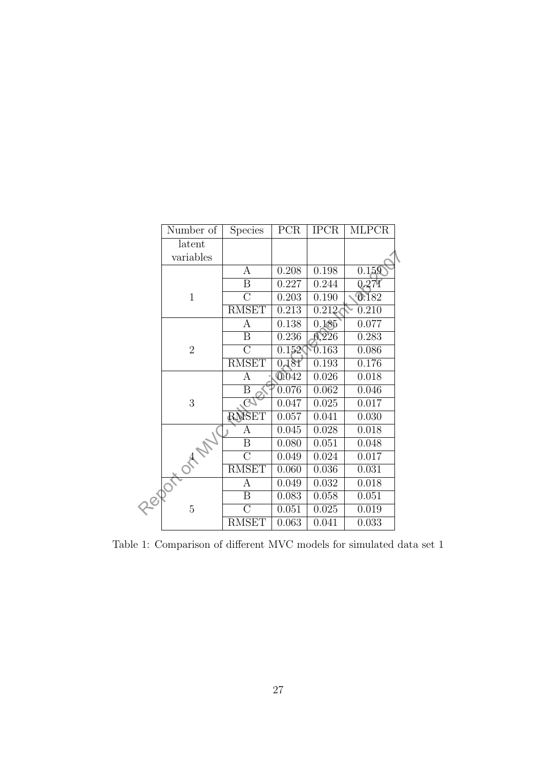| Number of latent variables | Species | PCR | IPCR | MLPCR |
|---|---|---|---|---|
| 1 | A | 0.208 | 0.198 | 0.159 |
| | B | 0.227 | 0.244 | 0.271 |
| | C | 0.203 | 0.190 | 0.182 |
| | RMSET | 0.213 | 0.212 | 0.210 |
| 2 | A | 0.138 | 0.185 | 0.077 |
| | B | 0.236 | 0.226 | 0.283 |
| | C | 0.152 | 0.163 | 0.086 |
| | RMSET | 0.181 | 0.193 | 0.176 |
| 3 | A | 0.042 | 0.026 | 0.018 |
| | B | 0.076 | 0.062 | 0.046 |
| | C | 0.047 | 0.025 | 0.017 |
| | RMSET | 0.057 | 0.041 | 0.030 |
| 4 | A | 0.045 | 0.028 | 0.018 |
| | B | 0.080 | 0.051 | 0.048 |
| | C | 0.049 | 0.024 | 0.017 |
| | RMSET | 0.060 | 0.036 | 0.031 |
| 5 | A | 0.049 | 0.032 | 0.018 |
| | B | 0.083 | 0.058 | 0.051 |
| | C | 0.051 | 0.025 | 0.019 |
| | RMSET | 0.063 | 0.041 | 0.033 |

Table 1: Comparison of different MVC models for simulated data set 1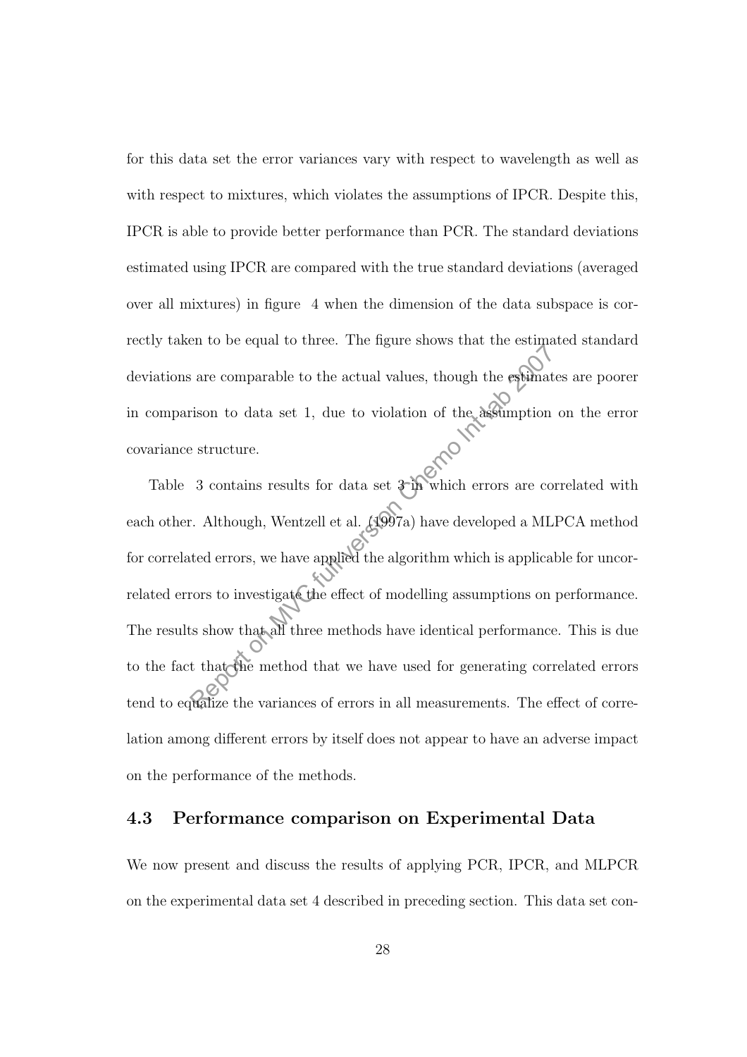for this data set the error variances vary with respect to wavelength as well as with respect to mixtures, which violates the assumptions of IPCR. Despite this, IPCR is able to provide better performance than PCR. The standard deviations estimated using IPCR are compared with the true standard deviations (averaged over all mixtures) in figure 4 when the dimension of the data subspace is correctly taken to be equal to three. The figure shows that the estimated standard deviations are comparable to the actual values, though the estimates are poorer in comparison to data set 1, due to violation of the assumption on the error covariance structure.

Table 3 contains results for data set 3 in which errors are correlated with each other. Although, Wentzell et al. (1997a) have developed a MLPCA method for correlated errors, we have applied the algorithm which is applicable for uncorrelated errors to investigate the effect of modelling assumptions on performance. The results show that all three methods have identical performance. This is due to the fact that the method that we have used for generating correlated errors tend to equalize the variances of errors in all measurements. The effect of correlation among different errors by itself does not appear to have an adverse impact on the performance of the methods.

### 4.3 Performance comparison on Experimental Data

We now present and discuss the results of applying PCR, IPCR, and MLPCR on the experimental data set 4 described in preceding section. This data set con-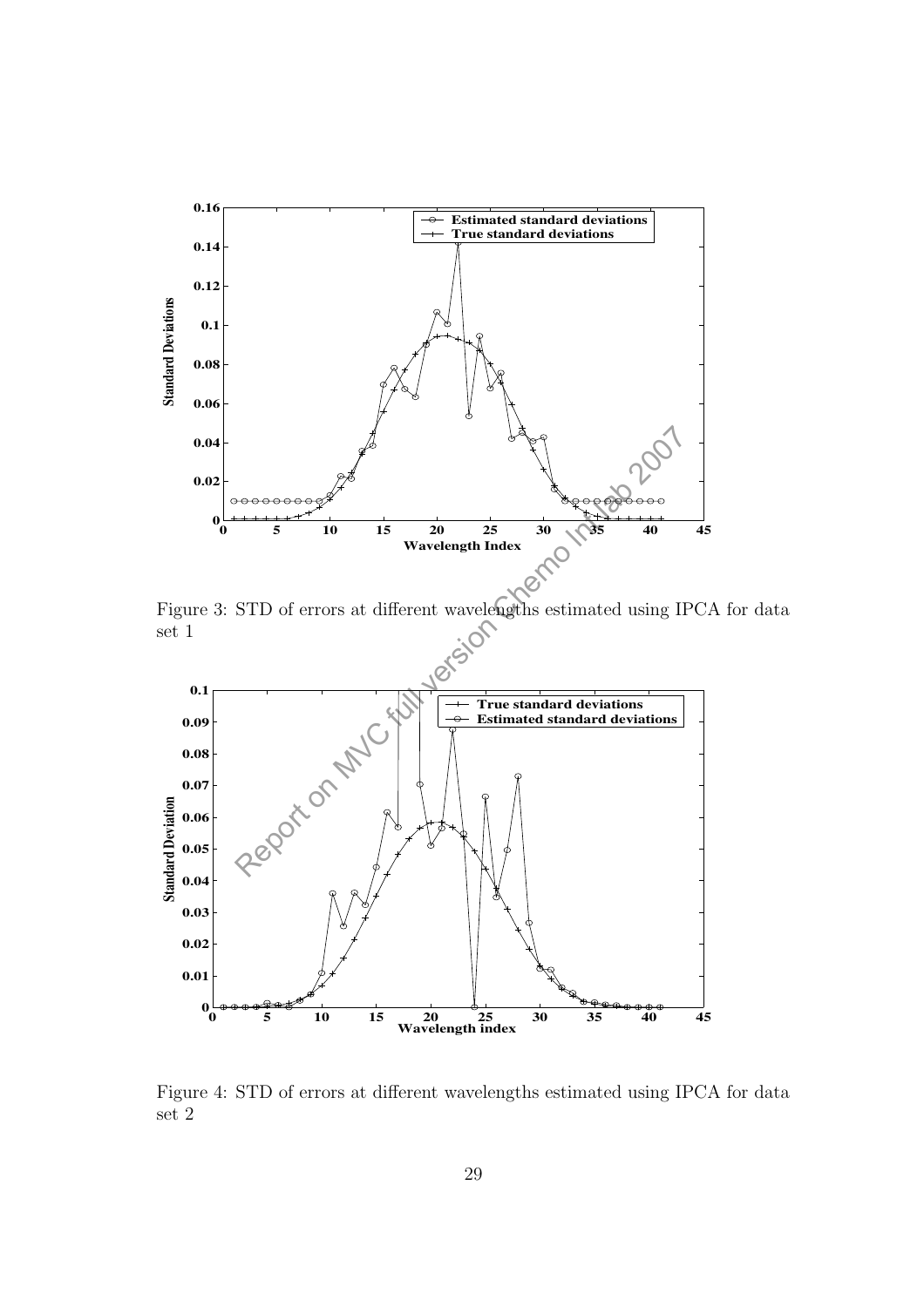Figure 3: STD of errors at different wavelengths estimated using IPCA for data set 1

Figure 4: STD of errors at different wavelengths estimated using IPCA for data set 2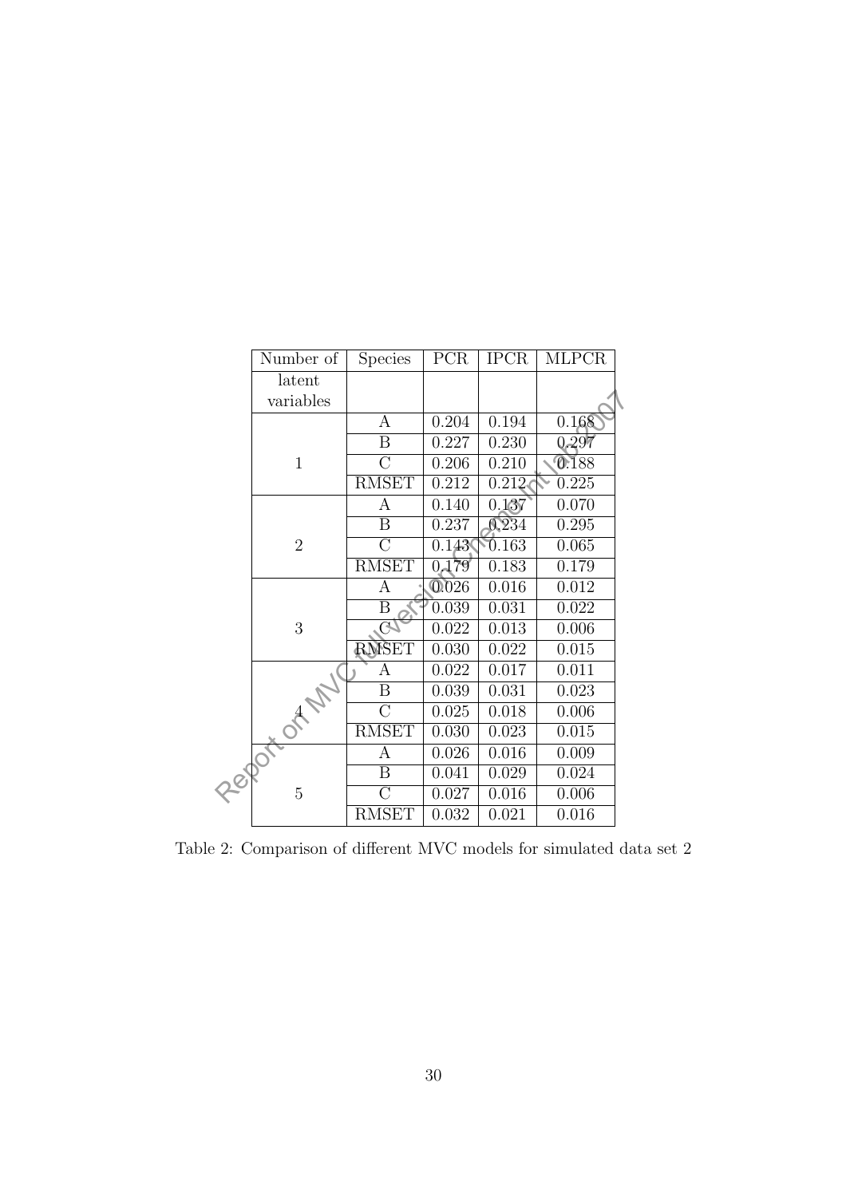| Number of latent variables | Species | PCR | IPCR | MLPCR |
|---|---|---|---|---|
| 1 | A | 0.204 | 0.194 | 0.168 |
| | B | 0.227 | 0.230 | 0.297 |
| | C | 0.206 | 0.210 | 0.188 |
| | RMSET | 0.212 | 0.212 | 0.225 |
| 2 | A | 0.140 | 0.137 | 0.070 |
| | B | 0.237 | 0.234 | 0.295 |
| | C | 0.143 | 0.163 | 0.065 |
| | RMSET | 0.179 | 0.183 | 0.179 |
| 3 | A | 0.026 | 0.016 | 0.012 |
| | B | 0.039 | 0.031 | 0.022 |
| | C | 0.022 | 0.013 | 0.006 |
| | RMSET | 0.030 | 0.022 | 0.015 |
| 4 | A | 0.022 | 0.017 | 0.011 |
| | B | 0.039 | 0.031 | 0.023 |
| | C | 0.025 | 0.018 | 0.006 |
| | RMSET | 0.030 | 0.023 | 0.015 |
| 5 | A | 0.026 | 0.016 | 0.009 |
| | B | 0.041 | 0.029 | 0.024 |
| | C | 0.027 | 0.016 | 0.006 |
| | RMSET | 0.032 | 0.021 | 0.016 |

Table 2: Comparison of different MVC models for simulated data set 2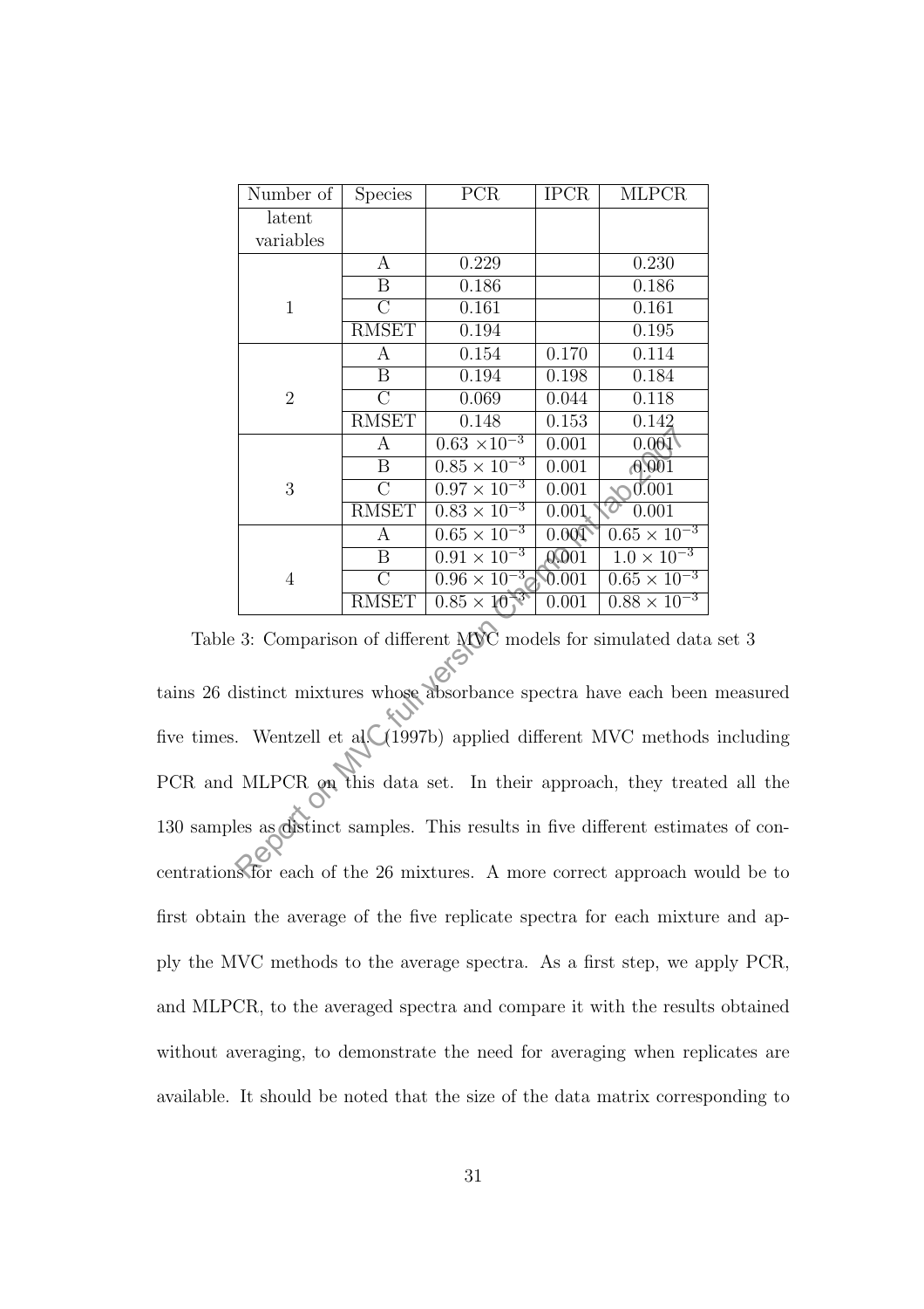| Number of latent variables | Species | PCR | IPCR | MLPCR |
|---|---|---|---|---|
| 1 | A | 0.229 | | 0.230 |
| | B | 0.186 | | 0.186 |
| | C | 0.161 | | 0.161 |
| | RMSET | 0.194 | | 0.195 |
| 2 | A | 0.154 | 0.170 | 0.114 |
| | B | 0.194 | 0.198 | 0.184 |
| | C | 0.069 | 0.044 | 0.118 |
| | RMSET | 0.148 | 0.153 | 0.142 |
| 3 | A | $0.63 \times 10^{-3}$ | 0.001 | 0.001 |
| | B | $0.85 \times 10^{-3}$ | 0.001 | 0.001 |
| | C | $0.97 \times 10^{-3}$ | 0.001 | 0.001 |
| | RMSET | $0.83 \times 10^{-3}$ | 0.001 | 0.001 |
| 4 | A | $0.65 \times 10^{-3}$ | 0.001 | $0.65 \times 10^{-3}$ |
| | B | $0.91 \times 10^{-3}$ | 0.001 | $1.0 \times 10^{-3}$ |
| | C | $0.96 \times 10^{-3}$ | 0.001 | $0.65 \times 10^{-3}$ |
| | RMSET | $0.85 \times 10^{-3}$ | 0.001 | $0.88 \times 10^{-3}$ |

Table 3: Comparison of different MVC models for simulated data set 3

tains 26 distinct mixtures whose absorbance spectra have each been measured five times. Wentzell et al. (1997b) applied different MVC methods including PCR and MLPCR on this data set. In their approach, they treated all the 130 samples as distinct samples. This results in five different estimates of concentrations for each of the 26 mixtures. A more correct approach would be to first obtain the average of the five replicate spectra for each mixture and apply the MVC methods to the average spectra. As a first step, we apply PCR, and MLPCR, to the averaged spectra and compare it with the results obtained without averaging, to demonstrate the need for averaging when replicates are available. It should be noted that the size of the data matrix corresponding to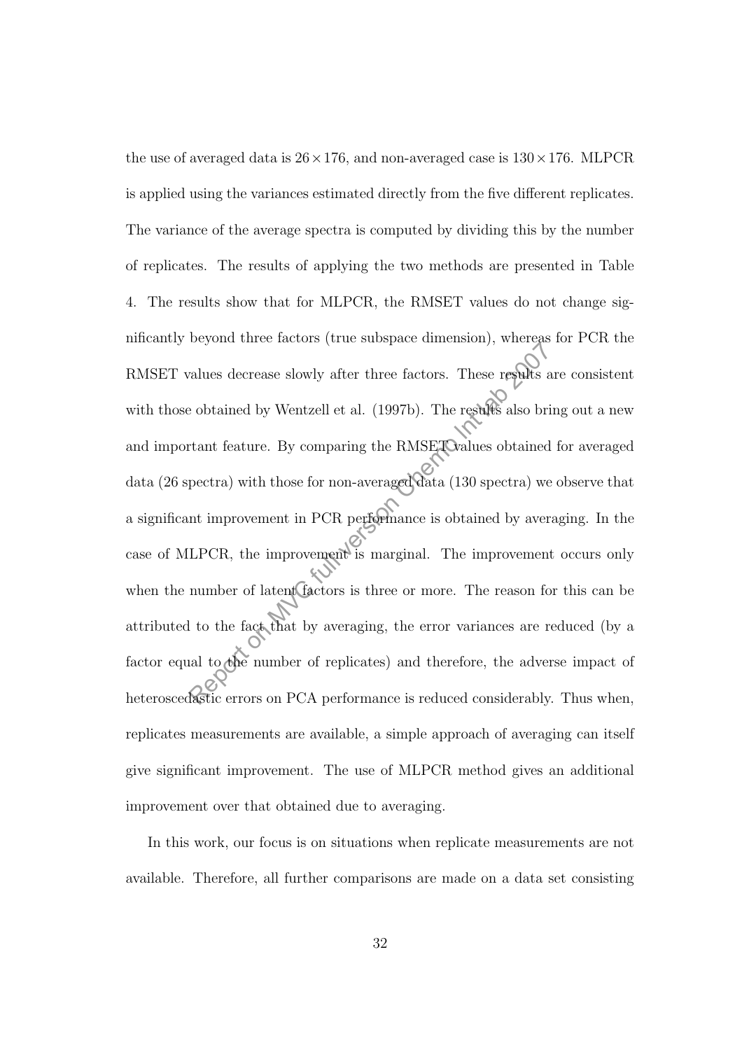the use of averaged data is $26 \times 176$, and non-averaged case is $130 \times 176$. MLPCR is applied using the variances estimated directly from the five different replicates. The variance of the average spectra is computed by dividing this by the number of replicates. The results of applying the two methods are presented in Table 4. The results show that for MLPCR, the RMSET values do not change significantly beyond three factors (true subspace dimension), whereas for PCR the RMSET values decrease slowly after three factors. These results are consistent with those obtained by Wentzell et al. (1997b). The results also bring out a new and important feature. By comparing the RMSET values obtained for averaged data (26 spectra) with those for non-averaged data (130 spectra) we observe that a significant improvement in PCR performance is obtained by averaging. In the case of MLPCR, the improvement is marginal. The improvement occurs only when the number of latent factors is three or more. The reason for this can be attributed to the fact that by averaging, the error variances are reduced (by a factor equal to the number of replicates) and therefore, the adverse impact of heteroscedastic errors on PCA performance is reduced considerably. Thus when, replicates measurements are available, a simple approach of averaging can itself give significant improvement. The use of MLPCR method gives an additional improvement over that obtained due to averaging.

In this work, our focus is on situations when replicate measurements are not available. Therefore, all further comparisons are made on a data set consisting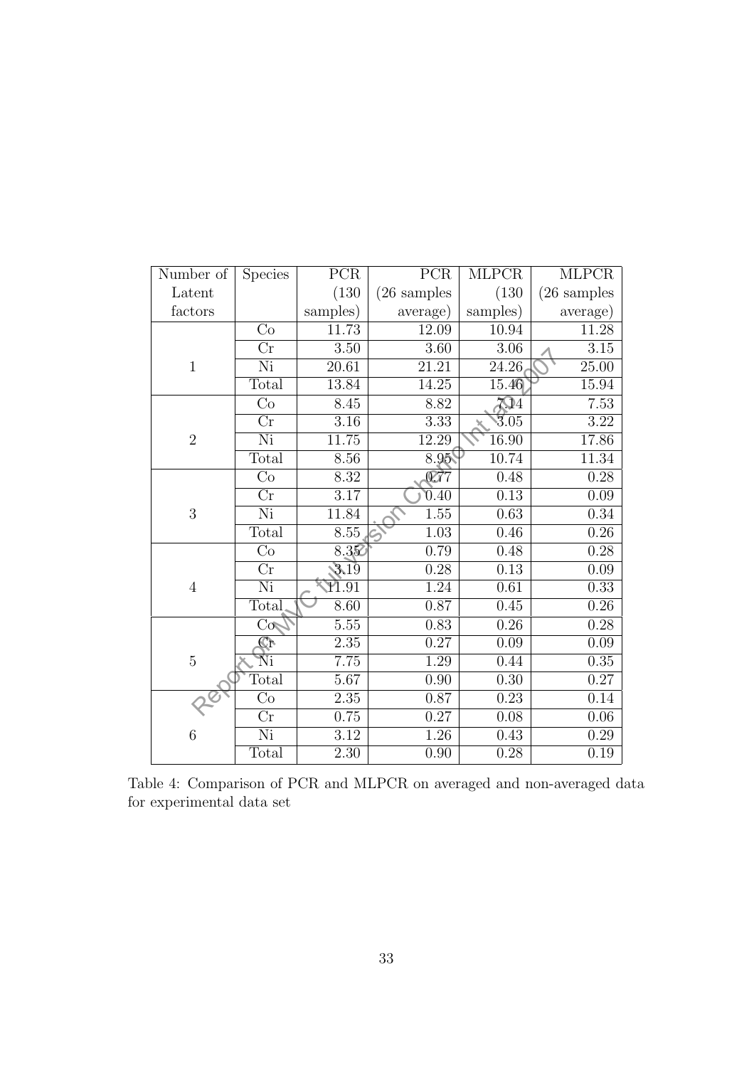| Number of Latent factors | Species | PCR (130 samples) | PCR (26 samples average) | MLPCR (130 samples) | MLPCR (26 samples average) |
|---|---|---|---|---|---|
| 1 | Co | 11.73 | 12.09 | 10.94 | 11.28 |
| | Cr | 3.50 | 3.60 | 3.06 | 3.15 |
| | Ni | 20.61 | 21.21 | 24.26 | 25.00 |
| | Total | 13.84 | 14.25 | 15.46 | 15.94 |
| 2 | Co | 8.45 | 8.82 | 7.14 | 7.53 |
| | Cr | 3.16 | 3.33 | 3.05 | 3.22 |
| | Ni | 11.75 | 12.29 | 16.90 | 17.86 |
| | Total | 8.56 | 8.95 | 10.74 | 11.34 |
| 3 | Co | 8.32 | 0.77 | 0.48 | 0.28 |
| | Cr | 3.17 | 0.40 | 0.13 | 0.09 |
| | Ni | 11.84 | 1.55 | 0.63 | 0.34 |
| | Total | 8.55 | 1.03 | 0.46 | 0.26 |
| 4 | Co | 8.35 | 0.79 | 0.48 | 0.28 |
| | Cr | 3.19 | 0.28 | 0.13 | 0.09 |
| | Ni | 11.91 | 1.24 | 0.61 | 0.33 |
| | Total | 8.60 | 0.87 | 0.45 | 0.26 |
| 5 | Co | 5.55 | 0.83 | 0.26 | 0.28 |
| | Cr | 2.35 | 0.27 | 0.09 | 0.09 |
| | Ni | 7.75 | 1.29 | 0.44 | 0.35 |
| | Total | 5.67 | 0.90 | 0.30 | 0.27 |
| 6 | Co | 2.35 | 0.87 | 0.23 | 0.14 |
| | Cr | 0.75 | 0.27 | 0.08 | 0.06 |
| | Ni | 3.12 | 1.26 | 0.43 | 0.29 |
| | Total | 2.30 | 0.90 | 0.28 | 0.19 |

Table 4: Comparison of PCR and MLPCR on averaged and non-averaged data for experimental data set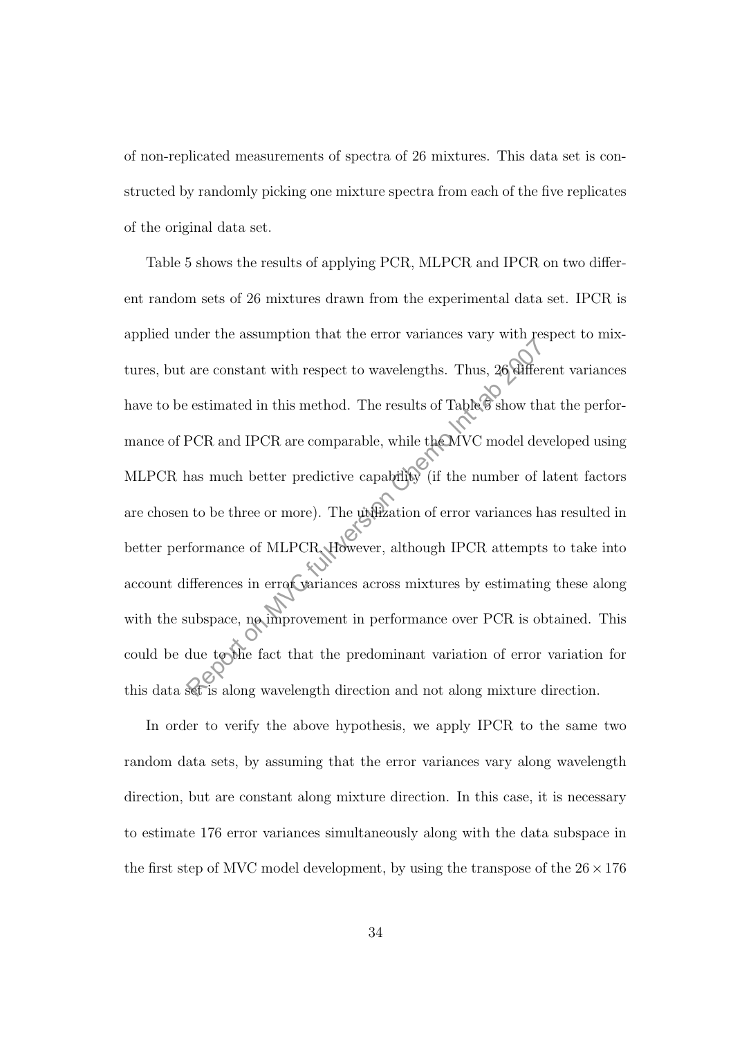of non-replicated measurements of spectra of 26 mixtures. This data set is constructed by randomly picking one mixture spectra from each of the five replicates of the original data set.

Table 5 shows the results of applying PCR, MLPCR and IPCR on two different random sets of 26 mixtures drawn from the experimental data set. IPCR is applied under the assumption that the error variances vary with respect to mixtures, but are constant with respect to wavelengths. Thus, 26 different variances have to be estimated in this method. The results of Table 5 show that the performance of PCR and IPCR are comparable, while the MVC model developed using MLPCR has much better predictive capability (if the number of latent factors are chosen to be three or more). The utilization of error variances has resulted in better performance of MLPCR. However, although IPCR attempts to take into account differences in error variances across mixtures by estimating these along with the subspace, no improvement in performance over PCR is obtained. This could be due to the fact that the predominant variation of error variation for this data set is along wavelength direction and not along mixture direction.

In order to verify the above hypothesis, we apply IPCR to the same two random data sets, by assuming that the error variances vary along wavelength direction, but are constant along mixture direction. In this case, it is necessary to estimate 176 error variances simultaneously along with the data subspace in the first step of MVC model development, by using the transpose of the $26 \times 176$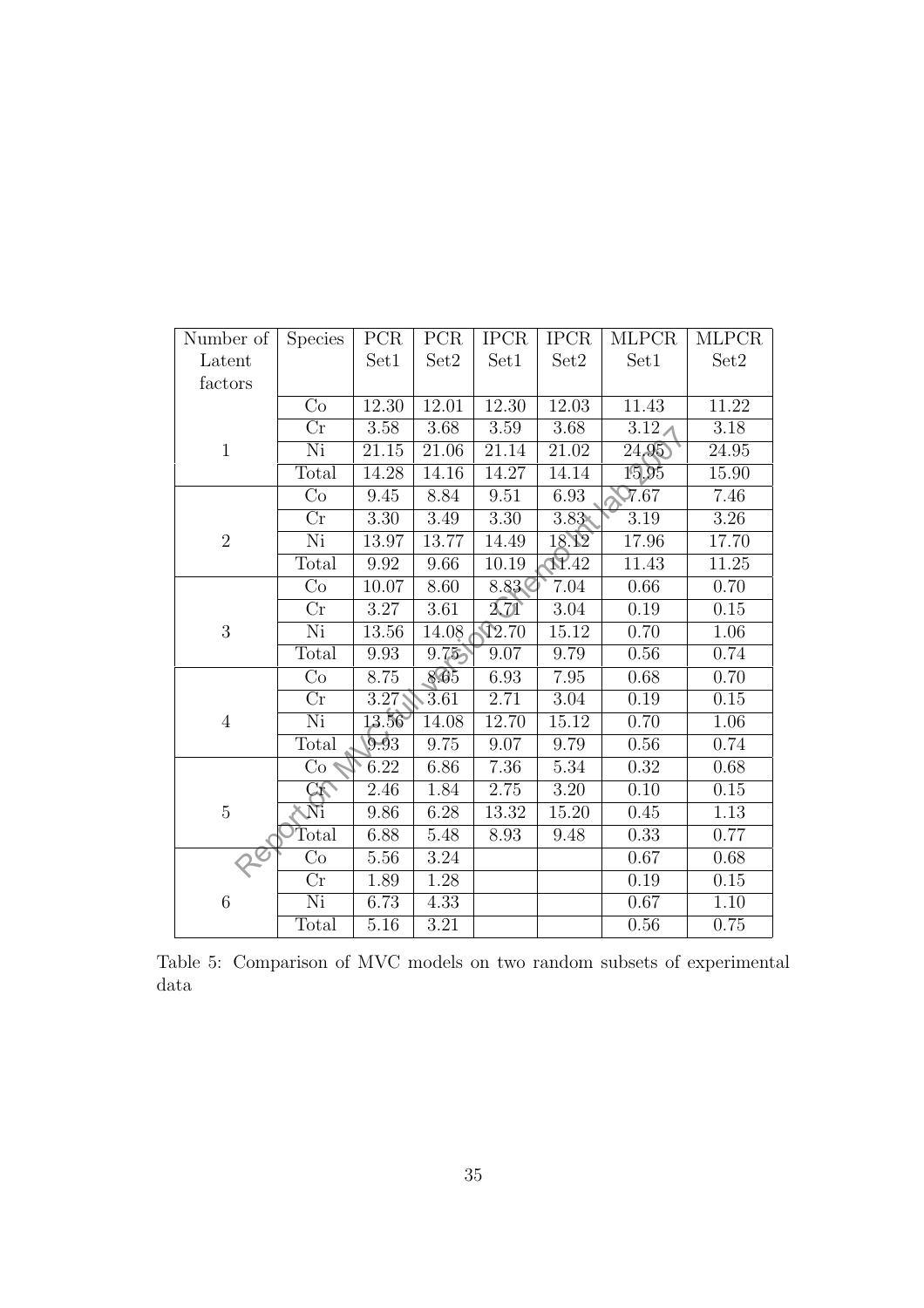| Number of Latent factors | Species | PCR Set1 | PCR Set2 | IPCR Set1 | IPCR Set2 | MLPCR Set1 | MLPCR Set2 |
|---|---|---|---|---|---|---|---|
| 1 | Co | 12.30 | 12.01 | 12.30 | 12.03 | 11.43 | 11.22 |
| | Cr | 3.58 | 3.68 | 3.59 | 3.68 | 3.12 | 3.18 |
| | Ni | 21.15 | 21.06 | 21.14 | 21.02 | 24.95 | 24.95 |
| | Total | 14.28 | 14.16 | 14.27 | 14.14 | 15.95 | 15.90 |
| 2 | Co | 9.45 | 8.84 | 9.51 | 6.93 | 7.67 | 7.46 |
| | Cr | 3.30 | 3.49 | 3.30 | 3.83 | 3.19 | 3.26 |
| | Ni | 13.97 | 13.77 | 14.49 | 18.12 | 17.96 | 17.70 |
| | Total | 9.92 | 9.66 | 10.19 | 11.42 | 11.43 | 11.25 |
| 3 | Co | 10.07 | 8.60 | 8.83 | 7.04 | 0.66 | 0.70 |
| | Cr | 3.27 | 3.61 | 2.71 | 3.04 | 0.19 | 0.15 |
| | Ni | 13.56 | 14.08 | 12.70 | 15.12 | 0.70 | 1.06 |
| | Total | 9.93 | 9.75 | 9.07 | 9.79 | 0.56 | 0.74 |
| 4 | Co | 8.75 | 8.65 | 6.93 | 7.95 | 0.68 | 0.70 |
| | Cr | 3.27 | 3.61 | 2.71 | 3.04 | 0.19 | 0.15 |
| | Ni | 13.56 | 14.08 | 12.70 | 15.12 | 0.70 | 1.06 |
| | Total | 9.93 | 9.75 | 9.07 | 9.79 | 0.56 | 0.74 |
| 5 | Co | 6.22 | 6.86 | 7.36 | 5.34 | 0.32 | 0.68 |
| | Cr | 2.46 | 1.84 | 2.75 | 3.20 | 0.10 | 0.15 |
| | Ni | 9.86 | 6.28 | 13.32 | 15.20 | 0.45 | 1.13 |
| | Total | 6.88 | 5.48 | 8.93 | 9.48 | 0.33 | 0.77 |
| 6 | Co | 5.56 | 3.24 | | | 0.67 | 0.68 |
| | Cr | 1.89 | 1.28 | | | 0.19 | 0.15 |
| | Ni | 6.73 | 4.33 | | | 0.67 | 1.10 |
| | Total | 5.16 | 3.21 | | | 0.56 | 0.75 |

Table 5: Comparison of MVC models on two random subsets of experimental data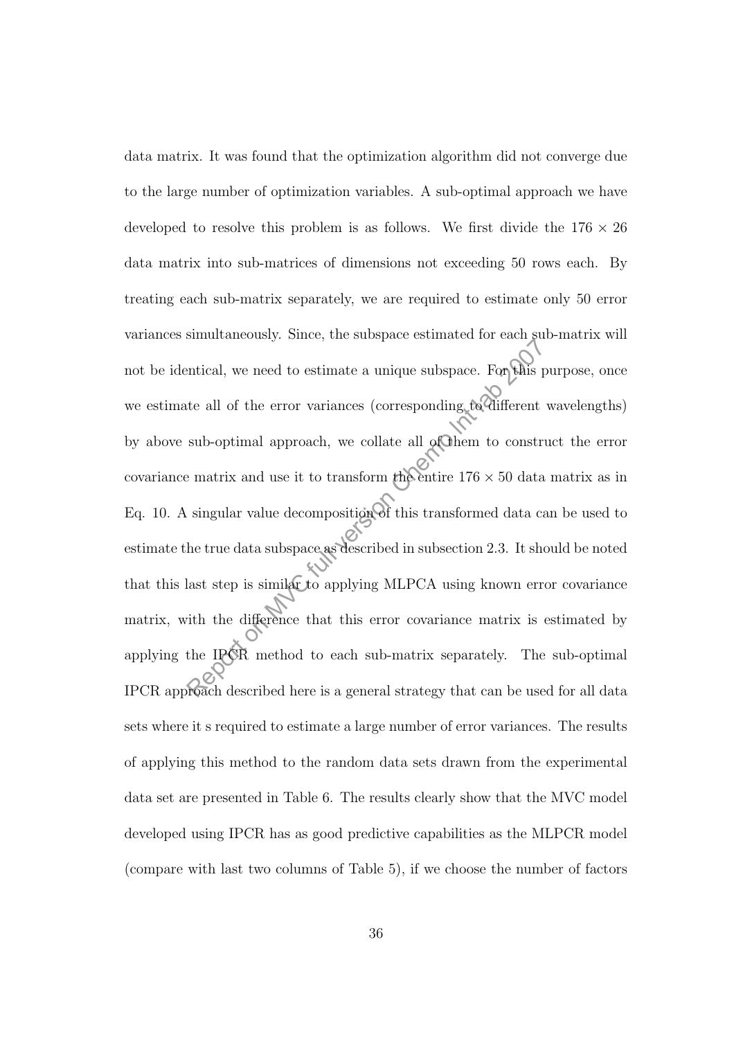data matrix. It was found that the optimization algorithm did not converge due to the large number of optimization variables. A sub-optimal approach we have developed to resolve this problem is as follows. We first divide the $176 \times 26$ data matrix into sub-matrices of dimensions not exceeding 50 rows each. By treating each sub-matrix separately, we are required to estimate only 50 error variances simultaneously. Since, the subspace estimated for each sub-matrix will not be identical, we need to estimate a unique subspace. For this purpose, once we estimate all of the error variances (corresponding to different wavelengths) by above sub-optimal approach, we collate all of them to construct the error covariance matrix and use it to transform the entire $176 \times 50$ data matrix as in Eq. 10. A singular value decomposition of this transformed data can be used to estimate the true data subspace as described in subsection 2.3. It should be noted that this last step is similar to applying MLPCA using known error covariance matrix, with the difference that this error covariance matrix is estimated by applying the IPCR method to each sub-matrix separately. The sub-optimal IPCR approach described here is a general strategy that can be used for all data sets where it s required to estimate a large number of error variances. The results of applying this method to the random data sets drawn from the experimental data set are presented in Table 6. The results clearly show that the MVC model developed using IPCR has as good predictive capabilities as the MLPCR model (compare with last two columns of Table 5), if we choose the number of factors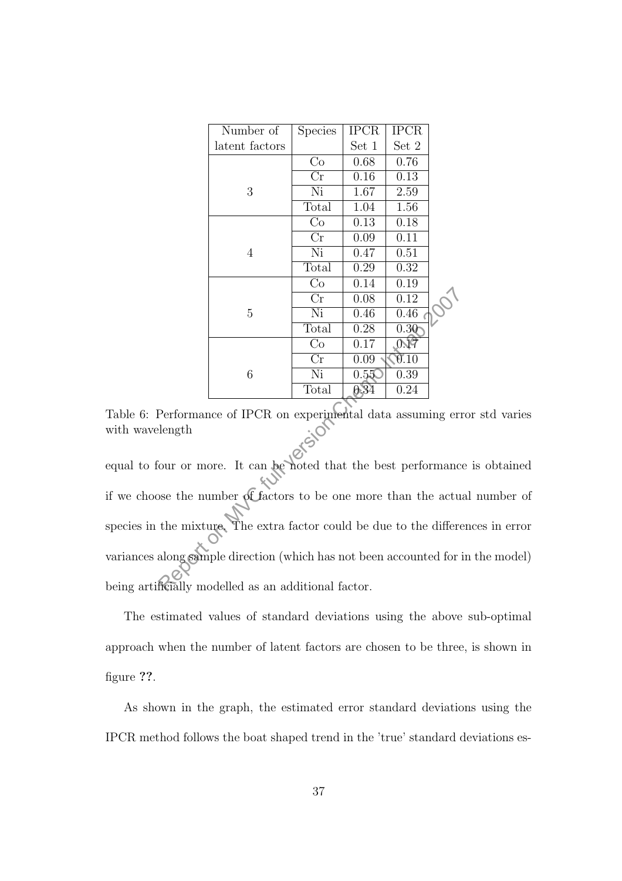| Number of latent factors | Species | IPCR Set 1 | IPCR Set 2 |
|---|---|---|---|
| 3 | Co | 0.68 | 0.76 |
| | Cr | 0.16 | 0.13 |
| | Ni | 1.67 | 2.59 |
| | Total | 1.04 | 1.56 |
| 4 | Co | 0.13 | 0.18 |
| | Cr | 0.09 | 0.11 |
| | Ni | 0.47 | 0.51 |
| | Total | 0.29 | 0.32 |
| 5 | Co | 0.14 | 0.19 |
| | Cr | 0.08 | 0.12 |
| | Ni | 0.46 | 0.46 |
| | Total | 0.28 | 0.30 |
| 6 | Co | 0.17 | 0.17 |
| | Cr | 0.09 | 0.10 |
| | Ni | 0.55 | 0.39 |
| | Total | 0.34 | 0.24 |

Table 6: Performance of IPCR on experimental data assuming error std varies with wavelength

equal to four or more. It can be noted that the best performance is obtained if we choose the number of factors to be one more than the actual number of species in the mixture. The extra factor could be due to the differences in error variances along sample direction (which has not been accounted for in the model) being artificially modelled as an additional factor.

The estimated values of standard deviations using the above sub-optimal approach when the number of latent factors are chosen to be three, is shown in figure **??**.

As shown in the graph, the estimated error standard deviations using the IPCR method follows the boat shaped trend in the 'true' standard deviations es-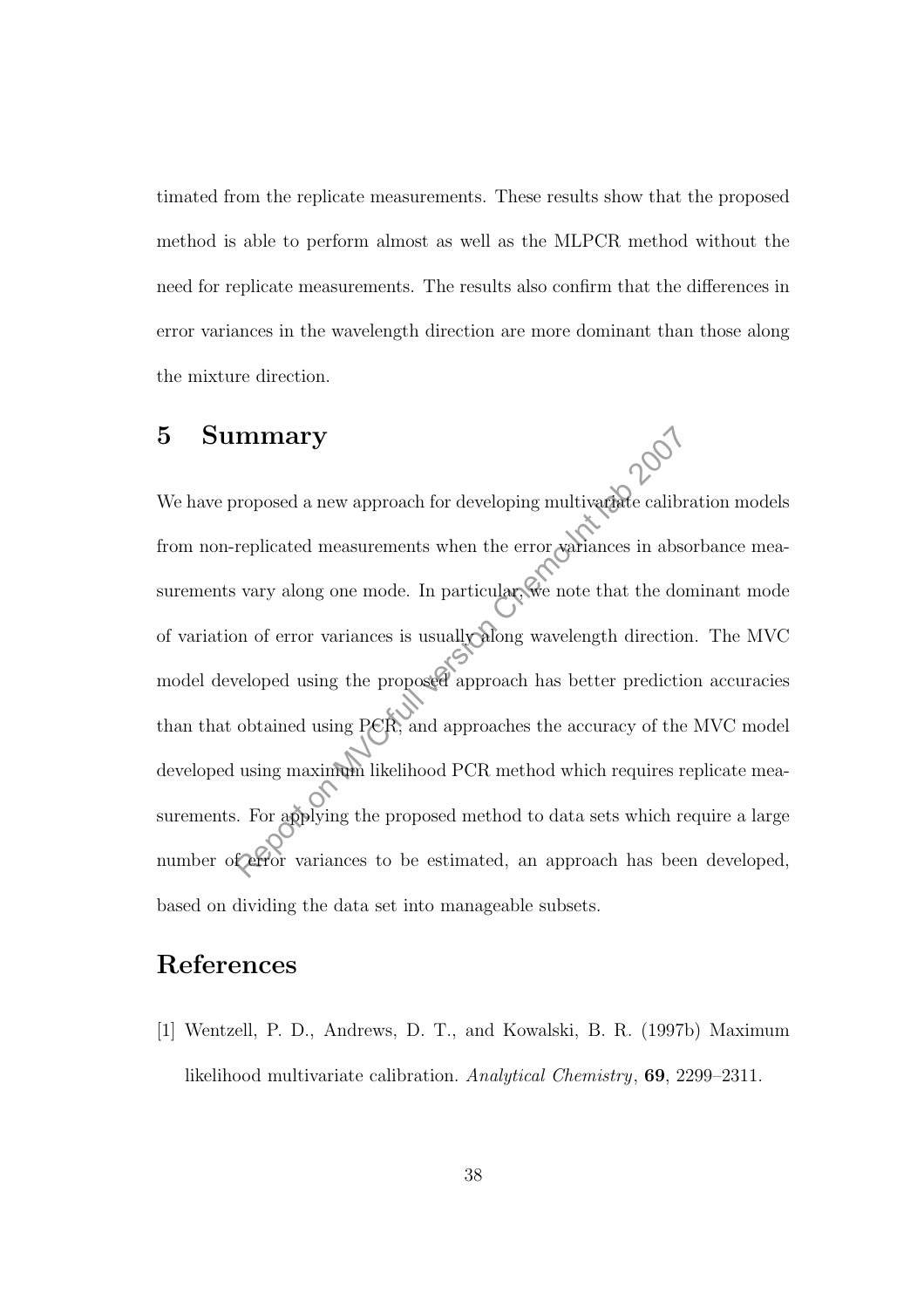timated from the replicate measurements. These results show that the proposed method is able to perform almost as well as the MLPCR method without the need for replicate measurements. The results also confirm that the differences in error variances in the wavelength direction are more dominant than those along the mixture direction.

# 5 Summary

We have proposed a new approach for developing multivariate calibration models from non-replicated measurements when the error variances in absorbance measurements vary along one mode. In particular, we note that the dominant mode of variation of error variances is usually along wavelength direction. The MVC model developed using the proposed approach has better prediction accuracies than that obtained using PCR, and approaches the accuracy of the MVC model developed using maximum likelihood PCR method which requires replicate measurements. For applying the proposed method to data sets which require a large number of error variances to be estimated, an approach has been developed, based on dividing the data set into manageable subsets.

# References

[1] Wentzell, P. D., Andrews, D. T., and Kowalski, B. R. (1997b) Maximum likelihood multivariate calibration. *Analytical Chemistry*, **69**, 2299–2311.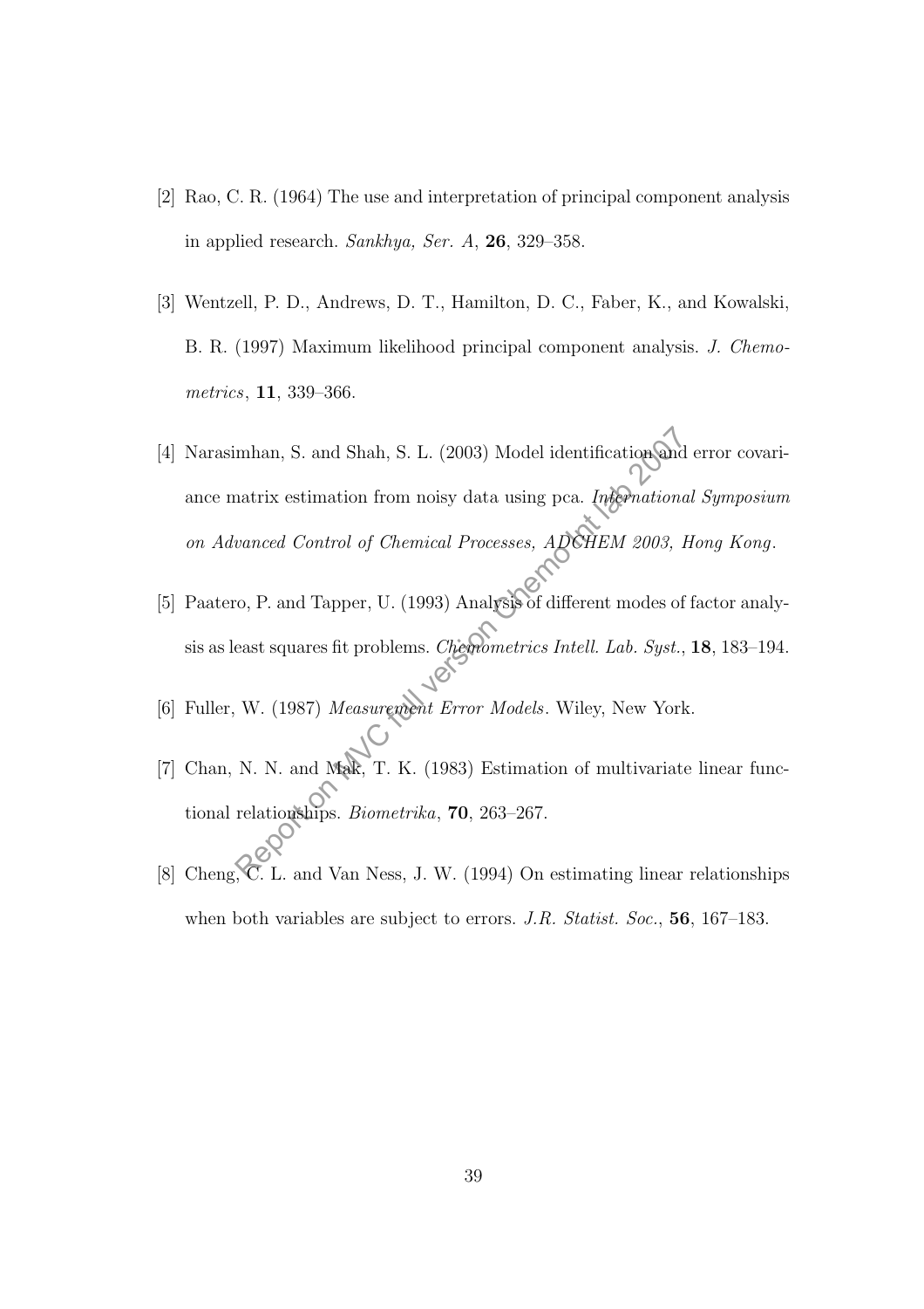[2] Rao, C. R. (1964) The use and interpretation of principal component analysis in applied research. *Sankhya, Ser. A*, **26**, 329–358.

[3] Wentzell, P. D., Andrews, D. T., Hamilton, D. C., Faber, K., and Kowalski, B. R. (1997) Maximum likelihood principal component analysis. *J. Chemometrics*, **11**, 339–366.

[4] Narasimhan, S. and Shah, S. L. (2003) Model identification and error covariance matrix estimation from noisy data using pca. *International Symposium on Advanced Control of Chemical Processes, ADCHEM 2003, Hong Kong*.

[5] Paatero, P. and Tapper, U. (1993) Analysis of different modes of factor analysis as least squares fit problems. *Chemometrics Intell. Lab. Syst.*, **18**, 183–194.

[6] Fuller, W. (1987) *Measurement Error Models*. Wiley, New York.

[7] Chan, N. N. and Mak, T. K. (1983) Estimation of multivariate linear functional relationships. *Biometrika*, **70**, 263–267.

[8] Cheng, C. L. and Van Ness, J. W. (1994) On estimating linear relationships when both variables are subject to errors. *J.R. Statist. Soc.*, **56**, 167–183.